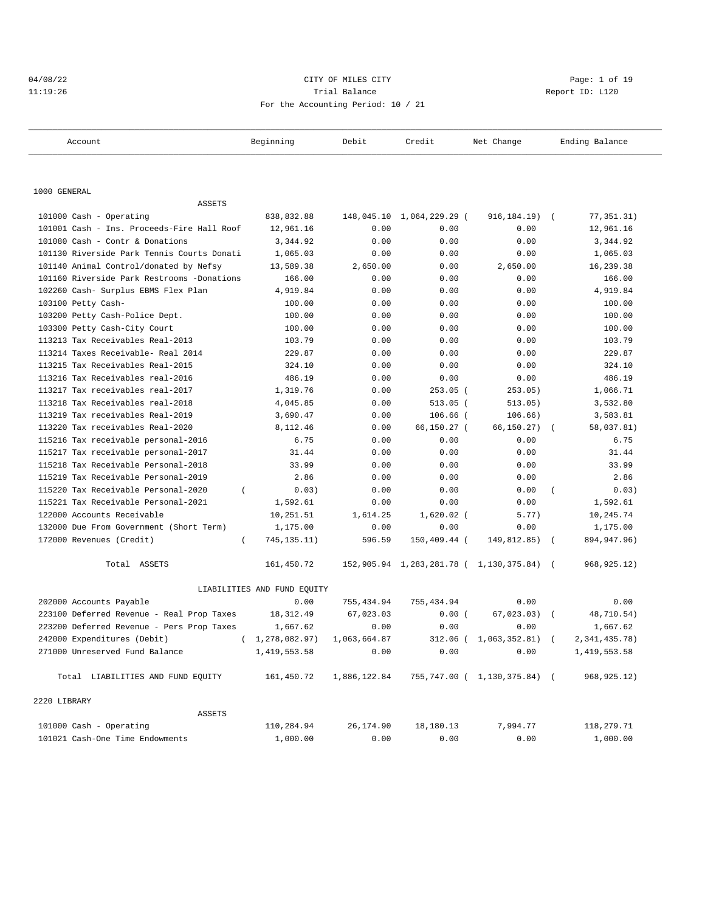# CITY OF MILES CITY

## Trial Balance

04/08/22 11:19:26 — Report ID: L120

For the Accounting Period: 10 / 21

| Account | Beginning | Debit | Credit | Net Change | Ending Balance |
|---|---|---|---|---|---|
| **1000 GENERAL** | | | | | |
| ASSETS | | | | | |
| 101000 Cash - Operating | 838,832.88 | 148,045.10 | 1,064,229.29 | ( 916,184.19) | ( 77,351.31) |
| 101001 Cash - Ins. Proceeds-Fire Hall Roof | 12,961.16 | 0.00 | 0.00 | 0.00 | 12,961.16 |
| 101080 Cash - Contr & Donations | 3,344.92 | 0.00 | 0.00 | 0.00 | 3,344.92 |
| 101130 Riverside Park Tennis Courts Donati | 1,065.03 | 0.00 | 0.00 | 0.00 | 1,065.03 |
| 101140 Animal Control/donated by Nefsy | 13,589.38 | 2,650.00 | 0.00 | 2,650.00 | 16,239.38 |
| 101160 Riverside Park Restrooms -Donations | 166.00 | 0.00 | 0.00 | 0.00 | 166.00 |
| 102260 Cash- Surplus EBMS Flex Plan | 4,919.84 | 0.00 | 0.00 | 0.00 | 4,919.84 |
| 103100 Petty Cash- | 100.00 | 0.00 | 0.00 | 0.00 | 100.00 |
| 103200 Petty Cash-Police Dept. | 100.00 | 0.00 | 0.00 | 0.00 | 100.00 |
| 103300 Petty Cash-City Court | 100.00 | 0.00 | 0.00 | 0.00 | 100.00 |
| 113213 Tax Receivables Real-2013 | 103.79 | 0.00 | 0.00 | 0.00 | 103.79 |
| 113214 Taxes Receivable- Real 2014 | 229.87 | 0.00 | 0.00 | 0.00 | 229.87 |
| 113215 Tax Receivables Real-2015 | 324.10 | 0.00 | 0.00 | 0.00 | 324.10 |
| 113216 Tax Receivables real-2016 | 486.19 | 0.00 | 0.00 | 0.00 | 486.19 |
| 113217 Tax receivables real-2017 | 1,319.76 | 0.00 | 253.05 | ( 253.05) | 1,066.71 |
| 113218 Tax Receivables real-2018 | 4,045.85 | 0.00 | 513.05 | ( 513.05) | 3,532.80 |
| 113219 Tax receivables Real-2019 | 3,690.47 | 0.00 | 106.66 | ( 106.66) | 3,583.81 |
| 113220 Tax receivables Real-2020 | 8,112.46 | 0.00 | 66,150.27 | ( 66,150.27) | ( 58,037.81) |
| 115216 Tax receivable personal-2016 | 6.75 | 0.00 | 0.00 | 0.00 | 6.75 |
| 115217 Tax receivable personal-2017 | 31.44 | 0.00 | 0.00 | 0.00 | 31.44 |
| 115218 Tax Receivable Personal-2018 | 33.99 | 0.00 | 0.00 | 0.00 | 33.99 |
| 115219 Tax Receivable Personal-2019 | 2.86 | 0.00 | 0.00 | 0.00 | 2.86 |
| 115220 Tax Receivable Personal-2020 | ( 0.03) | 0.00 | 0.00 | 0.00 | ( 0.03) |
| 115221 Tax Receivable Personal-2021 | 1,592.61 | 0.00 | 0.00 | 0.00 | 1,592.61 |
| 122000 Accounts Receivable | 10,251.51 | 1,614.25 | 1,620.02 | ( 5.77) | 10,245.74 |
| 132000 Due From Government (Short Term) | 1,175.00 | 0.00 | 0.00 | 0.00 | 1,175.00 |
| 172000 Revenues (Credit) | ( 745,135.11) | 596.59 | 150,409.44 | ( 149,812.85) | ( 894,947.96) |
| Total ASSETS | 161,450.72 | 152,905.94 | 1,283,281.78 | ( 1,130,375.84) | ( 968,925.12) |
| LIABILITIES AND FUND EQUITY | | | | | |
| 202000 Accounts Payable | 0.00 | 755,434.94 | 755,434.94 | 0.00 | 0.00 |
| 223100 Deferred Revenue - Real Prop Taxes | 18,312.49 | 67,023.03 | 0.00 | ( 67,023.03) | ( 48,710.54) |
| 223200 Deferred Revenue - Pers Prop Taxes | 1,667.62 | 0.00 | 0.00 | 0.00 | 1,667.62 |
| 242000 Expenditures (Debit) | ( 1,278,082.97) | 1,063,664.87 | 312.06 | ( 1,063,352.81) | ( 2,341,435.78) |
| 271000 Unreserved Fund Balance | 1,419,553.58 | 0.00 | 0.00 | 0.00 | 1,419,553.58 |
| Total LIABILITIES AND FUND EQUITY | 161,450.72 | 1,886,122.84 | 755,747.00 | ( 1,130,375.84) | ( 968,925.12) |
| **2220 LIBRARY** | | | | | |
| ASSETS | | | | | |
| 101000 Cash - Operating | 110,284.94 | 26,174.90 | 18,180.13 | 7,994.77 | 118,279.71 |
| 101021 Cash-One Time Endowments | 1,000.00 | 0.00 | 0.00 | 0.00 | 1,000.00 |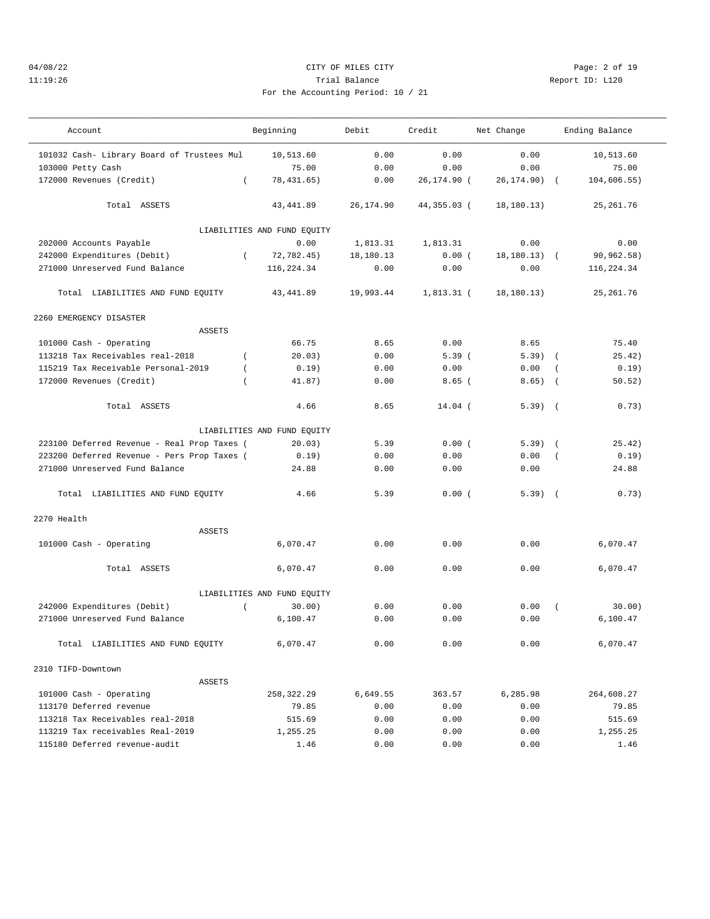CITY OF MILES CITY

Trial Balance

For the Accounting Period: 10 / 21

| Account | Beginning | Debit | Credit | Net Change | Ending Balance |
|---|---|---|---|---|---|
| 101032 Cash- Library Board of Trustees Mul | 10,513.60 | 0.00 | 0.00 | 0.00 | 10,513.60 |
| 103000 Petty Cash | 75.00 | 0.00 | 0.00 | 0.00 | 75.00 |
| 172000 Revenues (Credit) | ( 78,431.65) | 0.00 | 26,174.90 | ( 26,174.90) | ( 104,606.55) |
| Total ASSETS | 43,441.89 | 26,174.90 | 44,355.03 | ( 18,180.13) | 25,261.76 |
| LIABILITIES AND FUND EQUITY | | | | | |
| 202000 Accounts Payable | 0.00 | 1,813.31 | 1,813.31 | 0.00 | 0.00 |
| 242000 Expenditures (Debit) | ( 72,782.45) | 18,180.13 | 0.00 | ( 18,180.13) | ( 90,962.58) |
| 271000 Unreserved Fund Balance | 116,224.34 | 0.00 | 0.00 | 0.00 | 116,224.34 |
| Total LIABILITIES AND FUND EQUITY | 43,441.89 | 19,993.44 | 1,813.31 | ( 18,180.13) | 25,261.76 |
| **2260 EMERGENCY DISASTER** | | | | | |
| ASSETS | | | | | |
| 101000 Cash - Operating | 66.75 | 8.65 | 0.00 | 8.65 | 75.40 |
| 113218 Tax Receivables real-2018 | ( 20.03) | 0.00 | 5.39 | ( 5.39) | ( 25.42) |
| 115219 Tax Receivable Personal-2019 | ( 0.19) | 0.00 | 0.00 | 0.00 | ( 0.19) |
| 172000 Revenues (Credit) | ( 41.87) | 0.00 | 8.65 | ( 8.65) | ( 50.52) |
| Total ASSETS | 4.66 | 8.65 | 14.04 | ( 5.39) | ( 0.73) |
| LIABILITIES AND FUND EQUITY | | | | | |
| 223100 Deferred Revenue - Real Prop Taxes | ( 20.03) | 5.39 | 0.00 | ( 5.39) | ( 25.42) |
| 223200 Deferred Revenue - Pers Prop Taxes | ( 0.19) | 0.00 | 0.00 | 0.00 | ( 0.19) |
| 271000 Unreserved Fund Balance | 24.88 | 0.00 | 0.00 | 0.00 | 24.88 |
| Total LIABILITIES AND FUND EQUITY | 4.66 | 5.39 | 0.00 | ( 5.39) | ( 0.73) |
| **2270 Health** | | | | | |
| ASSETS | | | | | |
| 101000 Cash - Operating | 6,070.47 | 0.00 | 0.00 | 0.00 | 6,070.47 |
| Total ASSETS | 6,070.47 | 0.00 | 0.00 | 0.00 | 6,070.47 |
| LIABILITIES AND FUND EQUITY | | | | | |
| 242000 Expenditures (Debit) | ( 30.00) | 0.00 | 0.00 | 0.00 | ( 30.00) |
| 271000 Unreserved Fund Balance | 6,100.47 | 0.00 | 0.00 | 0.00 | 6,100.47 |
| Total LIABILITIES AND FUND EQUITY | 6,070.47 | 0.00 | 0.00 | 0.00 | 6,070.47 |
| **2310 TIFD-Downtown** | | | | | |
| ASSETS | | | | | |
| 101000 Cash - Operating | 258,322.29 | 6,649.55 | 363.57 | 6,285.98 | 264,608.27 |
| 113170 Deferred revenue | 79.85 | 0.00 | 0.00 | 0.00 | 79.85 |
| 113218 Tax Receivables real-2018 | 515.69 | 0.00 | 0.00 | 0.00 | 515.69 |
| 113219 Tax receivables Real-2019 | 1,255.25 | 0.00 | 0.00 | 0.00 | 1,255.25 |
| 115180 Deferred revenue-audit | 1.46 | 0.00 | 0.00 | 0.00 | 1.46 |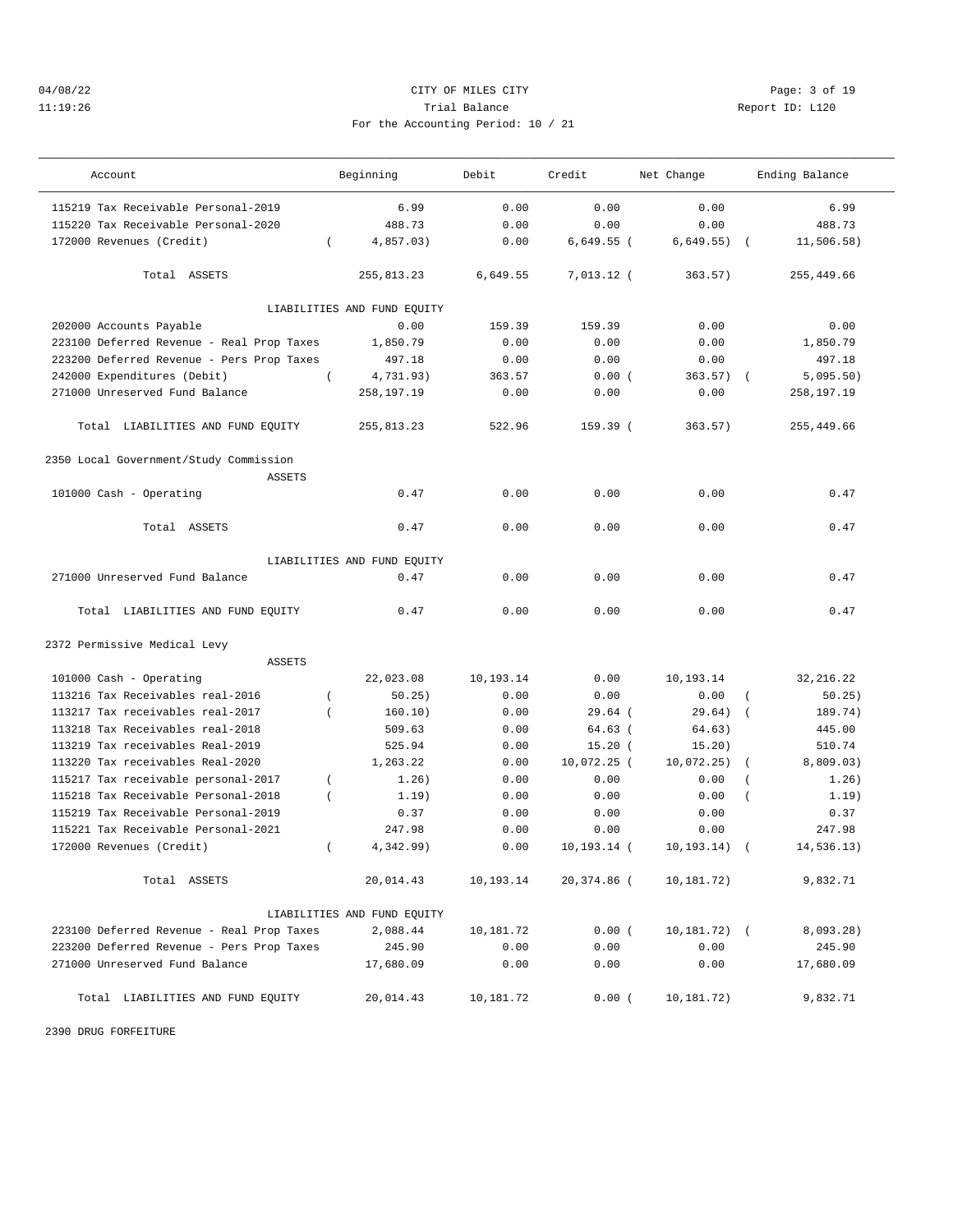CITY OF MILES CITY

Trial Balance

For the Accounting Period: 10 / 21

04/08/22 11:19:26 — Report ID: L120

| Account | Beginning | Debit | Credit | Net Change | Ending Balance |
|---|---|---|---|---|---|
| 115219 Tax Receivable Personal-2019 | 6.99 | 0.00 | 0.00 | 0.00 | 6.99 |
| 115220 Tax Receivable Personal-2020 | 488.73 | 0.00 | 0.00 | 0.00 | 488.73 |
| 172000 Revenues (Credit) | ( 4,857.03) | 0.00 | 6,649.55 | ( 6,649.55) | ( 11,506.58) |
| Total ASSETS | 255,813.23 | 6,649.55 | 7,013.12 | ( 363.57) | 255,449.66 |
| LIABILITIES AND FUND EQUITY | | | | | |
| 202000 Accounts Payable | 0.00 | 159.39 | 159.39 | 0.00 | 0.00 |
| 223100 Deferred Revenue - Real Prop Taxes | 1,850.79 | 0.00 | 0.00 | 0.00 | 1,850.79 |
| 223200 Deferred Revenue - Pers Prop Taxes | 497.18 | 0.00 | 0.00 | 0.00 | 497.18 |
| 242000 Expenditures (Debit) | ( 4,731.93) | 363.57 | 0.00 | ( 363.57) | ( 5,095.50) |
| 271000 Unreserved Fund Balance | 258,197.19 | 0.00 | 0.00 | 0.00 | 258,197.19 |
| Total LIABILITIES AND FUND EQUITY | 255,813.23 | 522.96 | 159.39 | ( 363.57) | 255,449.66 |
| **2350 Local Government/Study Commission** | | | | | |
| ASSETS | | | | | |
| 101000 Cash - Operating | 0.47 | 0.00 | 0.00 | 0.00 | 0.47 |
| Total ASSETS | 0.47 | 0.00 | 0.00 | 0.00 | 0.47 |
| LIABILITIES AND FUND EQUITY | | | | | |
| 271000 Unreserved Fund Balance | 0.47 | 0.00 | 0.00 | 0.00 | 0.47 |
| Total LIABILITIES AND FUND EQUITY | 0.47 | 0.00 | 0.00 | 0.00 | 0.47 |
| **2372 Permissive Medical Levy** | | | | | |
| ASSETS | | | | | |
| 101000 Cash - Operating | 22,023.08 | 10,193.14 | 0.00 | 10,193.14 | 32,216.22 |
| 113216 Tax Receivables real-2016 | ( 50.25) | 0.00 | 0.00 | 0.00 | ( 50.25) |
| 113217 Tax receivables real-2017 | ( 160.10) | 0.00 | 29.64 | ( 29.64) | ( 189.74) |
| 113218 Tax Receivables real-2018 | 509.63 | 0.00 | 64.63 | ( 64.63) | 445.00 |
| 113219 Tax receivables Real-2019 | 525.94 | 0.00 | 15.20 | ( 15.20) | 510.74 |
| 113220 Tax receivables Real-2020 | 1,263.22 | 0.00 | 10,072.25 | ( 10,072.25) | ( 8,809.03) |
| 115217 Tax receivable personal-2017 | ( 1.26) | 0.00 | 0.00 | 0.00 | ( 1.26) |
| 115218 Tax Receivable Personal-2018 | ( 1.19) | 0.00 | 0.00 | 0.00 | ( 1.19) |
| 115219 Tax Receivable Personal-2019 | 0.37 | 0.00 | 0.00 | 0.00 | 0.37 |
| 115221 Tax Receivable Personal-2021 | 247.98 | 0.00 | 0.00 | 0.00 | 247.98 |
| 172000 Revenues (Credit) | ( 4,342.99) | 0.00 | 10,193.14 | ( 10,193.14) | ( 14,536.13) |
| Total ASSETS | 20,014.43 | 10,193.14 | 20,374.86 | ( 10,181.72) | 9,832.71 |
| LIABILITIES AND FUND EQUITY | | | | | |
| 223100 Deferred Revenue - Real Prop Taxes | 2,088.44 | 10,181.72 | 0.00 | ( 10,181.72) | ( 8,093.28) |
| 223200 Deferred Revenue - Pers Prop Taxes | 245.90 | 0.00 | 0.00 | 0.00 | 245.90 |
| 271000 Unreserved Fund Balance | 17,680.09 | 0.00 | 0.00 | 0.00 | 17,680.09 |
| Total LIABILITIES AND FUND EQUITY | 20,014.43 | 10,181.72 | 0.00 | ( 10,181.72) | 9,832.71 |

2390 DRUG FORFEITURE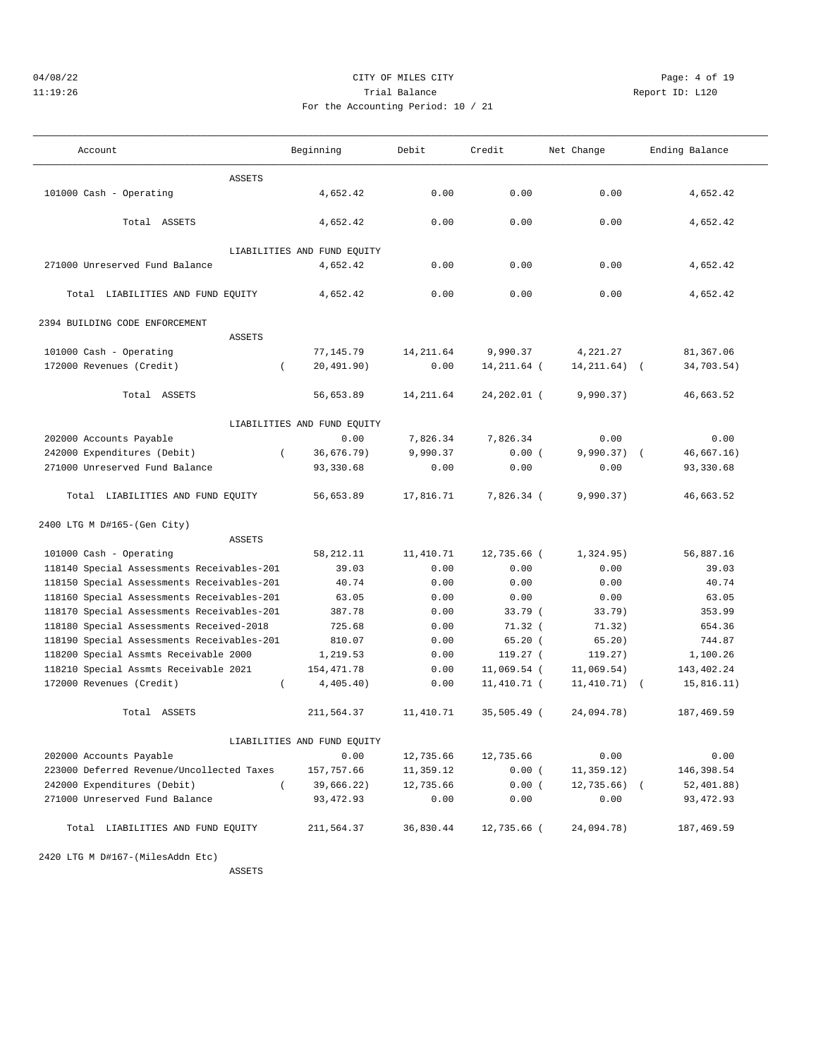CITY OF MILES CITY

Trial Balance

For the Accounting Period: 10 / 21

| Account | Beginning | Debit | Credit | Net Change | Ending Balance |
|---|---|---|---|---|---|
| ASSETS | | | | | |
| 101000 Cash - Operating | 4,652.42 | 0.00 | 0.00 | 0.00 | 4,652.42 |
| Total ASSETS | 4,652.42 | 0.00 | 0.00 | 0.00 | 4,652.42 |
| LIABILITIES AND FUND EQUITY | | | | | |
| 271000 Unreserved Fund Balance | 4,652.42 | 0.00 | 0.00 | 0.00 | 4,652.42 |
| Total LIABILITIES AND FUND EQUITY | 4,652.42 | 0.00 | 0.00 | 0.00 | 4,652.42 |
| **2394 BUILDING CODE ENFORCEMENT** | | | | | |
| ASSETS | | | | | |
| 101000 Cash - Operating | 77,145.79 | 14,211.64 | 9,990.37 | 4,221.27 | 81,367.06 |
| 172000 Revenues (Credit) | ( 20,491.90) | 0.00 | 14,211.64 | ( 14,211.64) | ( 34,703.54) |
| Total ASSETS | 56,653.89 | 14,211.64 | 24,202.01 | ( 9,990.37) | 46,663.52 |
| LIABILITIES AND FUND EQUITY | | | | | |
| 202000 Accounts Payable | 0.00 | 7,826.34 | 7,826.34 | 0.00 | 0.00 |
| 242000 Expenditures (Debit) | ( 36,676.79) | 9,990.37 | 0.00 | ( 9,990.37) | ( 46,667.16) |
| 271000 Unreserved Fund Balance | 93,330.68 | 0.00 | 0.00 | 0.00 | 93,330.68 |
| Total LIABILITIES AND FUND EQUITY | 56,653.89 | 17,816.71 | 7,826.34 | ( 9,990.37) | 46,663.52 |
| **2400 LTG M D#165-(Gen City)** | | | | | |
| ASSETS | | | | | |
| 101000 Cash - Operating | 58,212.11 | 11,410.71 | 12,735.66 | ( 1,324.95) | 56,887.16 |
| 118140 Special Assessments Receivables-201 | 39.03 | 0.00 | 0.00 | 0.00 | 39.03 |
| 118150 Special Assessments Receivables-201 | 40.74 | 0.00 | 0.00 | 0.00 | 40.74 |
| 118160 Special Assessments Receivables-201 | 63.05 | 0.00 | 0.00 | 0.00 | 63.05 |
| 118170 Special Assessments Receivables-201 | 387.78 | 0.00 | 33.79 | ( 33.79) | 353.99 |
| 118180 Special Assessments Received-2018 | 725.68 | 0.00 | 71.32 | ( 71.32) | 654.36 |
| 118190 Special Assessments Receivables-201 | 810.07 | 0.00 | 65.20 | ( 65.20) | 744.87 |
| 118200 Special Assmts Receivable 2000 | 1,219.53 | 0.00 | 119.27 | ( 119.27) | 1,100.26 |
| 118210 Special Assmts Receivable 2021 | 154,471.78 | 0.00 | 11,069.54 | ( 11,069.54) | 143,402.24 |
| 172000 Revenues (Credit) | ( 4,405.40) | 0.00 | 11,410.71 | ( 11,410.71) | ( 15,816.11) |
| Total ASSETS | 211,564.37 | 11,410.71 | 35,505.49 | ( 24,094.78) | 187,469.59 |
| LIABILITIES AND FUND EQUITY | | | | | |
| 202000 Accounts Payable | 0.00 | 12,735.66 | 12,735.66 | 0.00 | 0.00 |
| 223000 Deferred Revenue/Uncollected Taxes | 157,757.66 | 11,359.12 | 0.00 | ( 11,359.12) | 146,398.54 |
| 242000 Expenditures (Debit) | ( 39,666.22) | 12,735.66 | 0.00 | ( 12,735.66) | ( 52,401.88) |
| 271000 Unreserved Fund Balance | 93,472.93 | 0.00 | 0.00 | 0.00 | 93,472.93 |
| Total LIABILITIES AND FUND EQUITY | 211,564.37 | 36,830.44 | 12,735.66 | ( 24,094.78) | 187,469.59 |
| **2420 LTG M D#167-(MilesAddn Etc)** | | | | | |
| ASSETS | | | | | |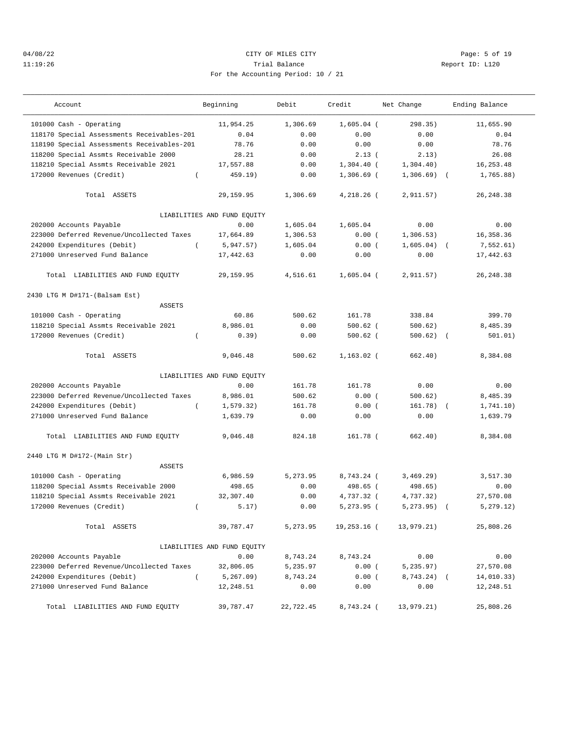CITY OF MILES CITY

Trial Balance

For the Accounting Period: 10 / 21

| Account | Beginning | Debit | Credit | Net Change | Ending Balance |
|---|---|---|---|---|---|
| 101000 Cash - Operating | 11,954.25 | 1,306.69 | 1,605.04 | ( 298.35) | 11,655.90 |
| 118170 Special Assessments Receivables-201 | 0.04 | 0.00 | 0.00 | 0.00 | 0.04 |
| 118190 Special Assessments Receivables-201 | 78.76 | 0.00 | 0.00 | 0.00 | 78.76 |
| 118200 Special Assmts Receivable 2000 | 28.21 | 0.00 | 2.13 | ( 2.13) | 26.08 |
| 118210 Special Assmts Receivable 2021 | 17,557.88 | 0.00 | 1,304.40 | ( 1,304.40) | 16,253.48 |
| 172000 Revenues (Credit) | ( 459.19) | 0.00 | 1,306.69 | ( 1,306.69) | ( 1,765.88) |
| Total ASSETS | 29,159.95 | 1,306.69 | 4,218.26 | ( 2,911.57) | 26,248.38 |
| LIABILITIES AND FUND EQUITY | | | | | |
| 202000 Accounts Payable | 0.00 | 1,605.04 | 1,605.04 | 0.00 | 0.00 |
| 223000 Deferred Revenue/Uncollected Taxes | 17,664.89 | 1,306.53 | 0.00 | ( 1,306.53) | 16,358.36 |
| 242000 Expenditures (Debit) | ( 5,947.57) | 1,605.04 | 0.00 | ( 1,605.04) | ( 7,552.61) |
| 271000 Unreserved Fund Balance | 17,442.63 | 0.00 | 0.00 | 0.00 | 17,442.63 |
| Total LIABILITIES AND FUND EQUITY | 29,159.95 | 4,516.61 | 1,605.04 | ( 2,911.57) | 26,248.38 |

2430 LTG M D#171-(Balsam Est)

| Account | Beginning | Debit | Credit | Net Change | Ending Balance |
|---|---|---|---|---|---|
| ASSETS | | | | | |
| 101000 Cash - Operating | 60.86 | 500.62 | 161.78 | 338.84 | 399.70 |
| 118210 Special Assmts Receivable 2021 | 8,986.01 | 0.00 | 500.62 | ( 500.62) | 8,485.39 |
| 172000 Revenues (Credit) | ( 0.39) | 0.00 | 500.62 | ( 500.62) | ( 501.01) |
| Total ASSETS | 9,046.48 | 500.62 | 1,163.02 | ( 662.40) | 8,384.08 |
| LIABILITIES AND FUND EQUITY | | | | | |
| 202000 Accounts Payable | 0.00 | 161.78 | 161.78 | 0.00 | 0.00 |
| 223000 Deferred Revenue/Uncollected Taxes | 8,986.01 | 500.62 | 0.00 | ( 500.62) | 8,485.39 |
| 242000 Expenditures (Debit) | ( 1,579.32) | 161.78 | 0.00 | ( 161.78) | ( 1,741.10) |
| 271000 Unreserved Fund Balance | 1,639.79 | 0.00 | 0.00 | 0.00 | 1,639.79 |
| Total LIABILITIES AND FUND EQUITY | 9,046.48 | 824.18 | 161.78 | ( 662.40) | 8,384.08 |

2440 LTG M D#172-(Main Str)

| Account | Beginning | Debit | Credit | Net Change | Ending Balance |
|---|---|---|---|---|---|
| ASSETS | | | | | |
| 101000 Cash - Operating | 6,986.59 | 5,273.95 | 8,743.24 | ( 3,469.29) | 3,517.30 |
| 118200 Special Assmts Receivable 2000 | 498.65 | 0.00 | 498.65 | ( 498.65) | 0.00 |
| 118210 Special Assmts Receivable 2021 | 32,307.40 | 0.00 | 4,737.32 | ( 4,737.32) | 27,570.08 |
| 172000 Revenues (Credit) | ( 5.17) | 0.00 | 5,273.95 | ( 5,273.95) | ( 5,279.12) |
| Total ASSETS | 39,787.47 | 5,273.95 | 19,253.16 | ( 13,979.21) | 25,808.26 |
| LIABILITIES AND FUND EQUITY | | | | | |
| 202000 Accounts Payable | 0.00 | 8,743.24 | 8,743.24 | 0.00 | 0.00 |
| 223000 Deferred Revenue/Uncollected Taxes | 32,806.05 | 5,235.97 | 0.00 | ( 5,235.97) | 27,570.08 |
| 242000 Expenditures (Debit) | ( 5,267.09) | 8,743.24 | 0.00 | ( 8,743.24) | ( 14,010.33) |
| 271000 Unreserved Fund Balance | 12,248.51 | 0.00 | 0.00 | 0.00 | 12,248.51 |
| Total LIABILITIES AND FUND EQUITY | 39,787.47 | 22,722.45 | 8,743.24 | ( 13,979.21) | 25,808.26 |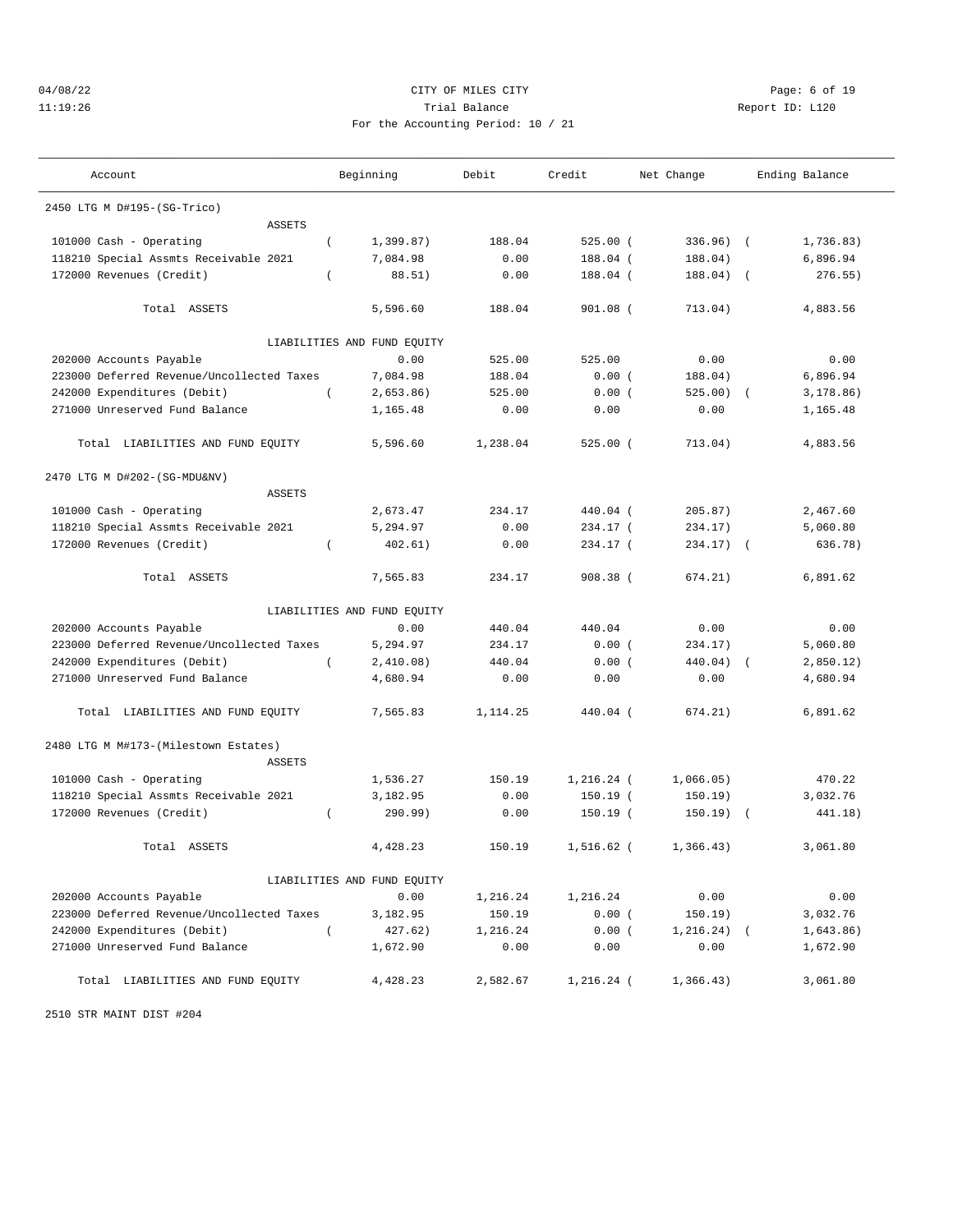CITY OF MILES CITY
Trial Balance
For the Accounting Period: 10 / 21

04/08/22
11:19:26

Report ID: L120

| Account | Beginning | Debit | Credit | Net Change | Ending Balance |
|---|---|---|---|---|---|
| **2450 LTG M D#195-(SG-Trico)** | | | | | |
| ASSETS | | | | | |
| 101000 Cash - Operating | (1,399.87) | 188.04 | 525.00 | (336.96) | (1,736.83) |
| 118210 Special Assmts Receivable 2021 | 7,084.98 | 0.00 | 188.04 | (188.04) | 6,896.94 |
| 172000 Revenues (Credit) | (88.51) | 0.00 | 188.04 | (188.04) | (276.55) |
| Total ASSETS | 5,596.60 | 188.04 | 901.08 | (713.04) | 4,883.56 |
| LIABILITIES AND FUND EQUITY | | | | | |
| 202000 Accounts Payable | 0.00 | 525.00 | 525.00 | 0.00 | 0.00 |
| 223000 Deferred Revenue/Uncollected Taxes | 7,084.98 | 188.04 | 0.00 | (188.04) | 6,896.94 |
| 242000 Expenditures (Debit) | (2,653.86) | 525.00 | 0.00 | (525.00) | (3,178.86) |
| 271000 Unreserved Fund Balance | 1,165.48 | 0.00 | 0.00 | 0.00 | 1,165.48 |
| Total LIABILITIES AND FUND EQUITY | 5,596.60 | 1,238.04 | 525.00 | (713.04) | 4,883.56 |
| **2470 LTG M D#202-(SG-MDU&NV)** | | | | | |
| ASSETS | | | | | |
| 101000 Cash - Operating | 2,673.47 | 234.17 | 440.04 | (205.87) | 2,467.60 |
| 118210 Special Assmts Receivable 2021 | 5,294.97 | 0.00 | 234.17 | (234.17) | 5,060.80 |
| 172000 Revenues (Credit) | (402.61) | 0.00 | 234.17 | (234.17) | (636.78) |
| Total ASSETS | 7,565.83 | 234.17 | 908.38 | (674.21) | 6,891.62 |
| LIABILITIES AND FUND EQUITY | | | | | |
| 202000 Accounts Payable | 0.00 | 440.04 | 440.04 | 0.00 | 0.00 |
| 223000 Deferred Revenue/Uncollected Taxes | 5,294.97 | 234.17 | 0.00 | (234.17) | 5,060.80 |
| 242000 Expenditures (Debit) | (2,410.08) | 440.04 | 0.00 | (440.04) | (2,850.12) |
| 271000 Unreserved Fund Balance | 4,680.94 | 0.00 | 0.00 | 0.00 | 4,680.94 |
| Total LIABILITIES AND FUND EQUITY | 7,565.83 | 1,114.25 | 440.04 | (674.21) | 6,891.62 |
| **2480 LTG M M#173-(Milestown Estates)** | | | | | |
| ASSETS | | | | | |
| 101000 Cash - Operating | 1,536.27 | 150.19 | 1,216.24 | (1,066.05) | 470.22 |
| 118210 Special Assmts Receivable 2021 | 3,182.95 | 0.00 | 150.19 | (150.19) | 3,032.76 |
| 172000 Revenues (Credit) | (290.99) | 0.00 | 150.19 | (150.19) | (441.18) |
| Total ASSETS | 4,428.23 | 150.19 | 1,516.62 | (1,366.43) | 3,061.80 |
| LIABILITIES AND FUND EQUITY | | | | | |
| 202000 Accounts Payable | 0.00 | 1,216.24 | 1,216.24 | 0.00 | 0.00 |
| 223000 Deferred Revenue/Uncollected Taxes | 3,182.95 | 150.19 | 0.00 | (150.19) | 3,032.76 |
| 242000 Expenditures (Debit) | (427.62) | 1,216.24 | 0.00 | (1,216.24) | (1,643.86) |
| 271000 Unreserved Fund Balance | 1,672.90 | 0.00 | 0.00 | 0.00 | 1,672.90 |
| Total LIABILITIES AND FUND EQUITY | 4,428.23 | 2,582.67 | 1,216.24 | (1,366.43) | 3,061.80 |

2510 STR MAINT DIST #204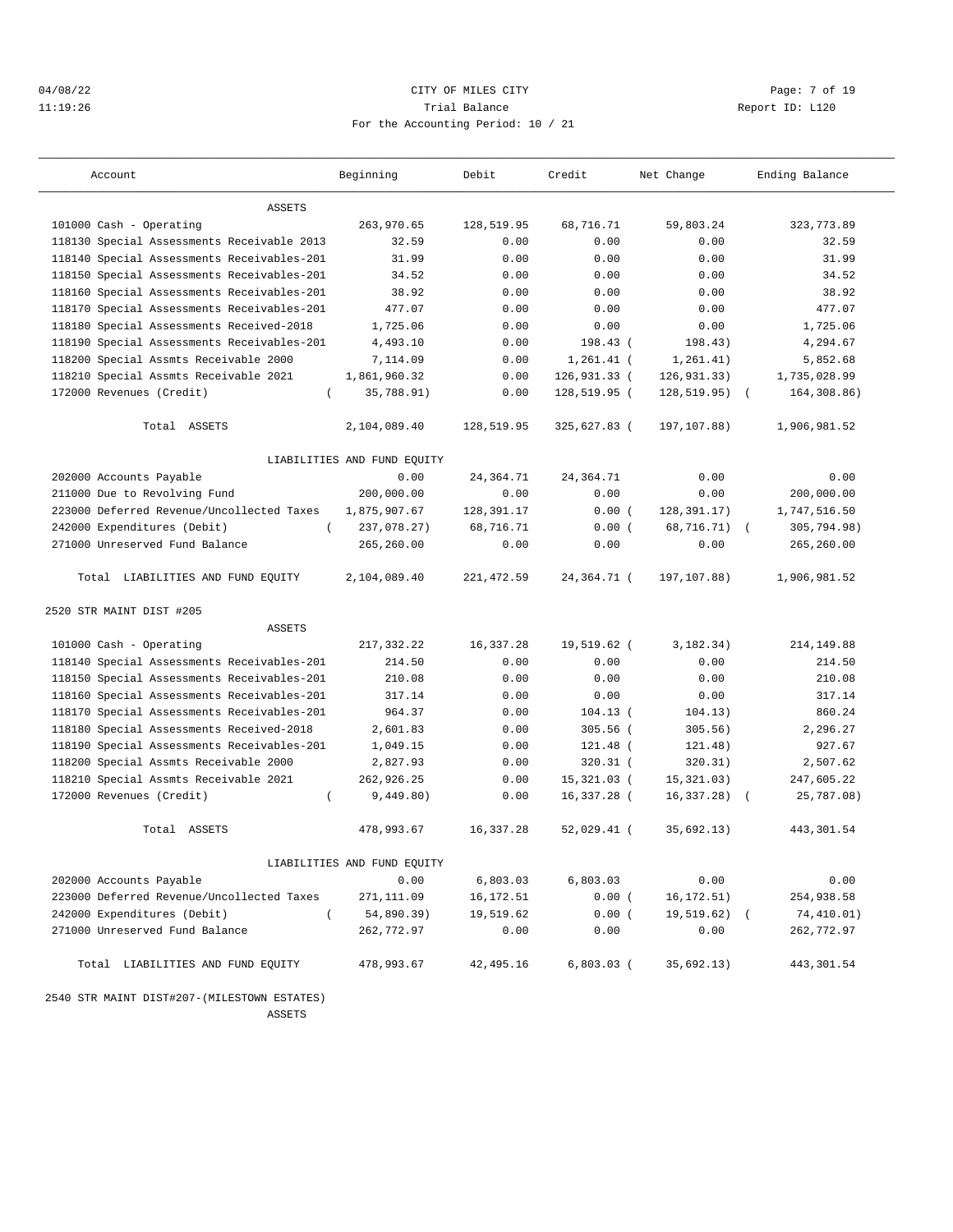CITY OF MILES CITY

Trial Balance

For the Accounting Period: 10 / 21

04/08/22 11:19:26 Report ID: L120

| Account | Beginning | Debit | Credit | Net Change | Ending Balance |
|---|---|---|---|---|---|
| ASSETS | | | | | |
| 101000 Cash - Operating | 263,970.65 | 128,519.95 | 68,716.71 | 59,803.24 | 323,773.89 |
| 118130 Special Assessments Receivable 2013 | 32.59 | 0.00 | 0.00 | 0.00 | 32.59 |
| 118140 Special Assessments Receivables-201 | 31.99 | 0.00 | 0.00 | 0.00 | 31.99 |
| 118150 Special Assessments Receivables-201 | 34.52 | 0.00 | 0.00 | 0.00 | 34.52 |
| 118160 Special Assessments Receivables-201 | 38.92 | 0.00 | 0.00 | 0.00 | 38.92 |
| 118170 Special Assessments Receivables-201 | 477.07 | 0.00 | 0.00 | 0.00 | 477.07 |
| 118180 Special Assessments Received-2018 | 1,725.06 | 0.00 | 0.00 | 0.00 | 1,725.06 |
| 118190 Special Assessments Receivables-201 | 4,493.10 | 0.00 | 198.43 | ( 198.43) | 4,294.67 |
| 118200 Special Assmts Receivable 2000 | 7,114.09 | 0.00 | 1,261.41 | ( 1,261.41) | 5,852.68 |
| 118210 Special Assmts Receivable 2021 | 1,861,960.32 | 0.00 | 126,931.33 | ( 126,931.33) | 1,735,028.99 |
| 172000 Revenues (Credit) | ( 35,788.91) | 0.00 | 128,519.95 | ( 128,519.95) | ( 164,308.86) |
| Total ASSETS | 2,104,089.40 | 128,519.95 | 325,627.83 | ( 197,107.88) | 1,906,981.52 |
| LIABILITIES AND FUND EQUITY | | | | | |
| 202000 Accounts Payable | 0.00 | 24,364.71 | 24,364.71 | 0.00 | 0.00 |
| 211000 Due to Revolving Fund | 200,000.00 | 0.00 | 0.00 | 0.00 | 200,000.00 |
| 223000 Deferred Revenue/Uncollected Taxes | 1,875,907.67 | 128,391.17 | 0.00 | ( 128,391.17) | 1,747,516.50 |
| 242000 Expenditures (Debit) | ( 237,078.27) | 68,716.71 | 0.00 | ( 68,716.71) | ( 305,794.98) |
| 271000 Unreserved Fund Balance | 265,260.00 | 0.00 | 0.00 | 0.00 | 265,260.00 |
| Total LIABILITIES AND FUND EQUITY | 2,104,089.40 | 221,472.59 | 24,364.71 | ( 197,107.88) | 1,906,981.52 |

2520 STR MAINT DIST #205

| Account | Beginning | Debit | Credit | Net Change | Ending Balance |
|---|---|---|---|---|---|
| ASSETS | | | | | |
| 101000 Cash - Operating | 217,332.22 | 16,337.28 | 19,519.62 | ( 3,182.34) | 214,149.88 |
| 118140 Special Assessments Receivables-201 | 214.50 | 0.00 | 0.00 | 0.00 | 214.50 |
| 118150 Special Assessments Receivables-201 | 210.08 | 0.00 | 0.00 | 0.00 | 210.08 |
| 118160 Special Assessments Receivables-201 | 317.14 | 0.00 | 0.00 | 0.00 | 317.14 |
| 118170 Special Assessments Receivables-201 | 964.37 | 0.00 | 104.13 | ( 104.13) | 860.24 |
| 118180 Special Assessments Received-2018 | 2,601.83 | 0.00 | 305.56 | ( 305.56) | 2,296.27 |
| 118190 Special Assessments Receivables-201 | 1,049.15 | 0.00 | 121.48 | ( 121.48) | 927.67 |
| 118200 Special Assmts Receivable 2000 | 2,827.93 | 0.00 | 320.31 | ( 320.31) | 2,507.62 |
| 118210 Special Assmts Receivable 2021 | 262,926.25 | 0.00 | 15,321.03 | ( 15,321.03) | 247,605.22 |
| 172000 Revenues (Credit) | ( 9,449.80) | 0.00 | 16,337.28 | ( 16,337.28) | ( 25,787.08) |
| Total ASSETS | 478,993.67 | 16,337.28 | 52,029.41 | ( 35,692.13) | 443,301.54 |
| LIABILITIES AND FUND EQUITY | | | | | |
| 202000 Accounts Payable | 0.00 | 6,803.03 | 6,803.03 | 0.00 | 0.00 |
| 223000 Deferred Revenue/Uncollected Taxes | 271,111.09 | 16,172.51 | 0.00 | ( 16,172.51) | 254,938.58 |
| 242000 Expenditures (Debit) | ( 54,890.39) | 19,519.62 | 0.00 | ( 19,519.62) | ( 74,410.01) |
| 271000 Unreserved Fund Balance | 262,772.97 | 0.00 | 0.00 | 0.00 | 262,772.97 |
| Total LIABILITIES AND FUND EQUITY | 478,993.67 | 42,495.16 | 6,803.03 | ( 35,692.13) | 443,301.54 |

2540 STR MAINT DIST#207-(MILESTOWN ESTATES)

ASSETS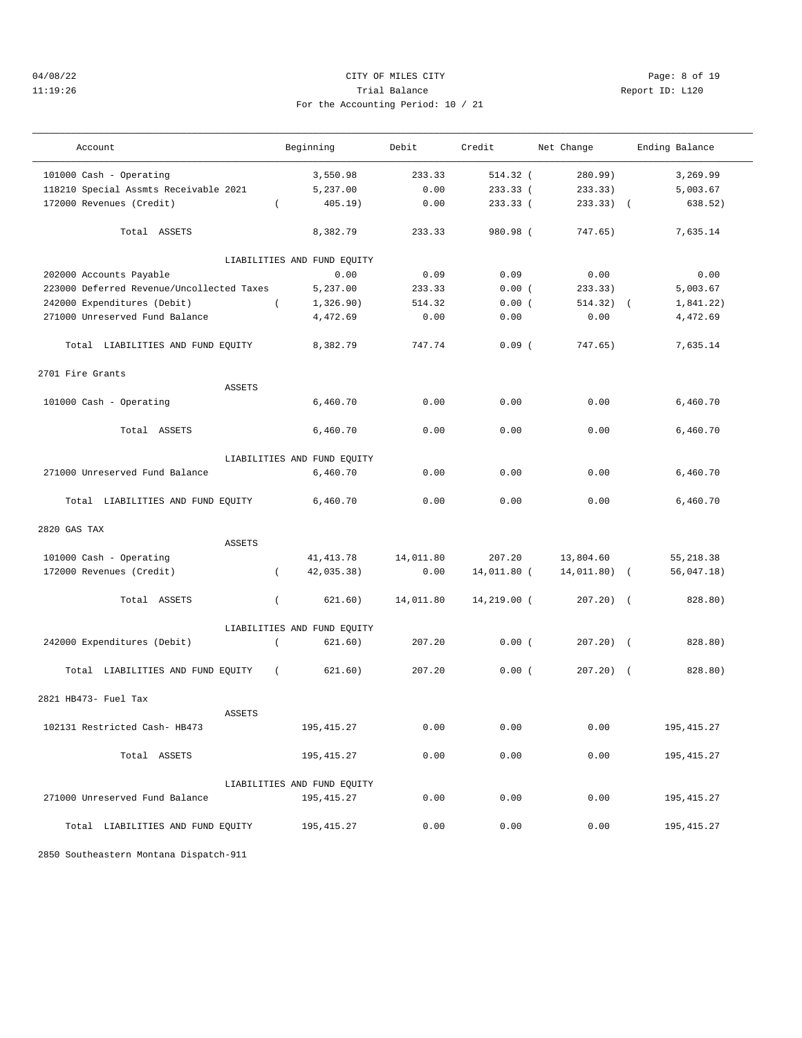CITY OF MILES CITY

Trial Balance

For the Accounting Period: 10 / 21

04/08/22
11:19:26

Report ID: L120

| Account | Beginning | Debit | Credit | Net Change | Ending Balance |
|---|---|---|---|---|---|
| 101000 Cash - Operating | 3,550.98 | 233.33 | 514.32 | ( 280.99) | 3,269.99 |
| 118210 Special Assmts Receivable 2021 | 5,237.00 | 0.00 | 233.33 | ( 233.33) | 5,003.67 |
| 172000 Revenues (Credit) | ( 405.19) | 0.00 | 233.33 | ( 233.33) | ( 638.52) |
| Total ASSETS | 8,382.79 | 233.33 | 980.98 | ( 747.65) | 7,635.14 |
| LIABILITIES AND FUND EQUITY | | | | | |
| 202000 Accounts Payable | 0.00 | 0.09 | 0.09 | 0.00 | 0.00 |
| 223000 Deferred Revenue/Uncollected Taxes | 5,237.00 | 233.33 | 0.00 | ( 233.33) | 5,003.67 |
| 242000 Expenditures (Debit) | ( 1,326.90) | 514.32 | 0.00 | ( 514.32) | ( 1,841.22) |
| 271000 Unreserved Fund Balance | 4,472.69 | 0.00 | 0.00 | 0.00 | 4,472.69 |
| Total LIABILITIES AND FUND EQUITY | 8,382.79 | 747.74 | 0.09 | ( 747.65) | 7,635.14 |
| **2701 Fire Grants** | | | | | |
| ASSETS | | | | | |
| 101000 Cash - Operating | 6,460.70 | 0.00 | 0.00 | 0.00 | 6,460.70 |
| Total ASSETS | 6,460.70 | 0.00 | 0.00 | 0.00 | 6,460.70 |
| LIABILITIES AND FUND EQUITY | | | | | |
| 271000 Unreserved Fund Balance | 6,460.70 | 0.00 | 0.00 | 0.00 | 6,460.70 |
| Total LIABILITIES AND FUND EQUITY | 6,460.70 | 0.00 | 0.00 | 0.00 | 6,460.70 |
| **2820 GAS TAX** | | | | | |
| ASSETS | | | | | |
| 101000 Cash - Operating | 41,413.78 | 14,011.80 | 207.20 | 13,804.60 | 55,218.38 |
| 172000 Revenues (Credit) | ( 42,035.38) | 0.00 | 14,011.80 | ( 14,011.80) | ( 56,047.18) |
| Total ASSETS | ( 621.60) | 14,011.80 | 14,219.00 | ( 207.20) | ( 828.80) |
| LIABILITIES AND FUND EQUITY | | | | | |
| 242000 Expenditures (Debit) | ( 621.60) | 207.20 | 0.00 | ( 207.20) | ( 828.80) |
| Total LIABILITIES AND FUND EQUITY | ( 621.60) | 207.20 | 0.00 | ( 207.20) | ( 828.80) |
| **2821 HB473- Fuel Tax** | | | | | |
| ASSETS | | | | | |
| 102131 Restricted Cash- HB473 | 195,415.27 | 0.00 | 0.00 | 0.00 | 195,415.27 |
| Total ASSETS | 195,415.27 | 0.00 | 0.00 | 0.00 | 195,415.27 |
| LIABILITIES AND FUND EQUITY | | | | | |
| 271000 Unreserved Fund Balance | 195,415.27 | 0.00 | 0.00 | 0.00 | 195,415.27 |
| Total LIABILITIES AND FUND EQUITY | 195,415.27 | 0.00 | 0.00 | 0.00 | 195,415.27 |

2850 Southeastern Montana Dispatch-911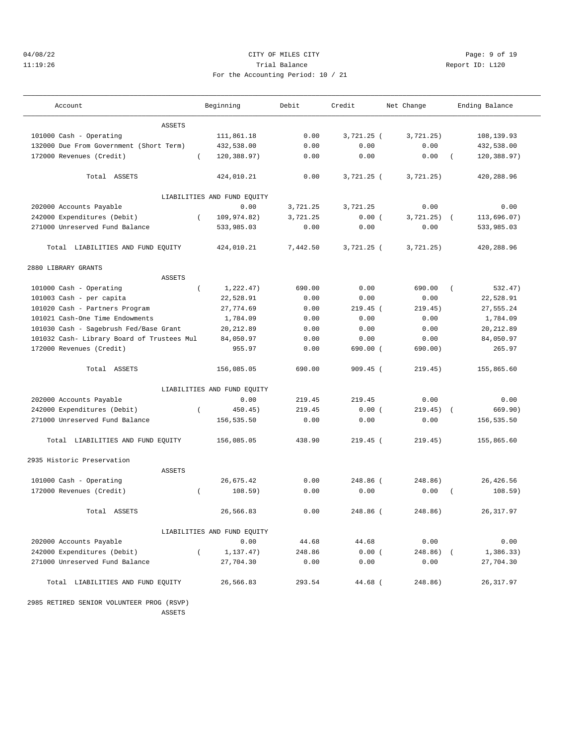04/08/22 CITY OF MILES CITY
11:19:26 Trial Balance Report ID: L120
For the Accounting Period: 10 / 21

| Account | Beginning | Debit | Credit | Net Change | Ending Balance |
|---|---|---|---|---|---|
| ASSETS | | | | | |
| 101000 Cash - Operating | 111,861.18 | 0.00 | 3,721.25 | ( 3,721.25) | 108,139.93 |
| 132000 Due From Government (Short Term) | 432,538.00 | 0.00 | 0.00 | 0.00 | 432,538.00 |
| 172000 Revenues (Credit) | ( 120,388.97) | 0.00 | 0.00 | 0.00 | ( 120,388.97) |
| Total ASSETS | 424,010.21 | 0.00 | 3,721.25 | ( 3,721.25) | 420,288.96 |
| LIABILITIES AND FUND EQUITY | | | | | |
| 202000 Accounts Payable | 0.00 | 3,721.25 | 3,721.25 | 0.00 | 0.00 |
| 242000 Expenditures (Debit) | ( 109,974.82) | 3,721.25 | 0.00 | ( 3,721.25) | ( 113,696.07) |
| 271000 Unreserved Fund Balance | 533,985.03 | 0.00 | 0.00 | 0.00 | 533,985.03 |
| Total LIABILITIES AND FUND EQUITY | 424,010.21 | 7,442.50 | 3,721.25 | ( 3,721.25) | 420,288.96 |
| **2880 LIBRARY GRANTS** | | | | | |
| ASSETS | | | | | |
| 101000 Cash - Operating | ( 1,222.47) | 690.00 | 0.00 | 690.00 | ( 532.47) |
| 101003 Cash - per capita | 22,528.91 | 0.00 | 0.00 | 0.00 | 22,528.91 |
| 101020 Cash - Partners Program | 27,774.69 | 0.00 | 219.45 | ( 219.45) | 27,555.24 |
| 101021 Cash-One Time Endowments | 1,784.09 | 0.00 | 0.00 | 0.00 | 1,784.09 |
| 101030 Cash - Sagebrush Fed/Base Grant | 20,212.89 | 0.00 | 0.00 | 0.00 | 20,212.89 |
| 101032 Cash- Library Board of Trustees Mul | 84,050.97 | 0.00 | 0.00 | 0.00 | 84,050.97 |
| 172000 Revenues (Credit) | 955.97 | 0.00 | 690.00 | ( 690.00) | 265.97 |
| Total ASSETS | 156,085.05 | 690.00 | 909.45 | ( 219.45) | 155,865.60 |
| LIABILITIES AND FUND EQUITY | | | | | |
| 202000 Accounts Payable | 0.00 | 219.45 | 219.45 | 0.00 | 0.00 |
| 242000 Expenditures (Debit) | ( 450.45) | 219.45 | 0.00 | ( 219.45) | ( 669.90) |
| 271000 Unreserved Fund Balance | 156,535.50 | 0.00 | 0.00 | 0.00 | 156,535.50 |
| Total LIABILITIES AND FUND EQUITY | 156,085.05 | 438.90 | 219.45 | ( 219.45) | 155,865.60 |
| **2935 Historic Preservation** | | | | | |
| ASSETS | | | | | |
| 101000 Cash - Operating | 26,675.42 | 0.00 | 248.86 | ( 248.86) | 26,426.56 |
| 172000 Revenues (Credit) | ( 108.59) | 0.00 | 0.00 | 0.00 | ( 108.59) |
| Total ASSETS | 26,566.83 | 0.00 | 248.86 | ( 248.86) | 26,317.97 |
| LIABILITIES AND FUND EQUITY | | | | | |
| 202000 Accounts Payable | 0.00 | 44.68 | 44.68 | 0.00 | 0.00 |
| 242000 Expenditures (Debit) | ( 1,137.47) | 248.86 | 0.00 | ( 248.86) | ( 1,386.33) |
| 271000 Unreserved Fund Balance | 27,704.30 | 0.00 | 0.00 | 0.00 | 27,704.30 |
| Total LIABILITIES AND FUND EQUITY | 26,566.83 | 293.54 | 44.68 | ( 248.86) | 26,317.97 |
| **2985 RETIRED SENIOR VOLUNTEER PROG (RSVP)** | | | | | |
| ASSETS | | | | | |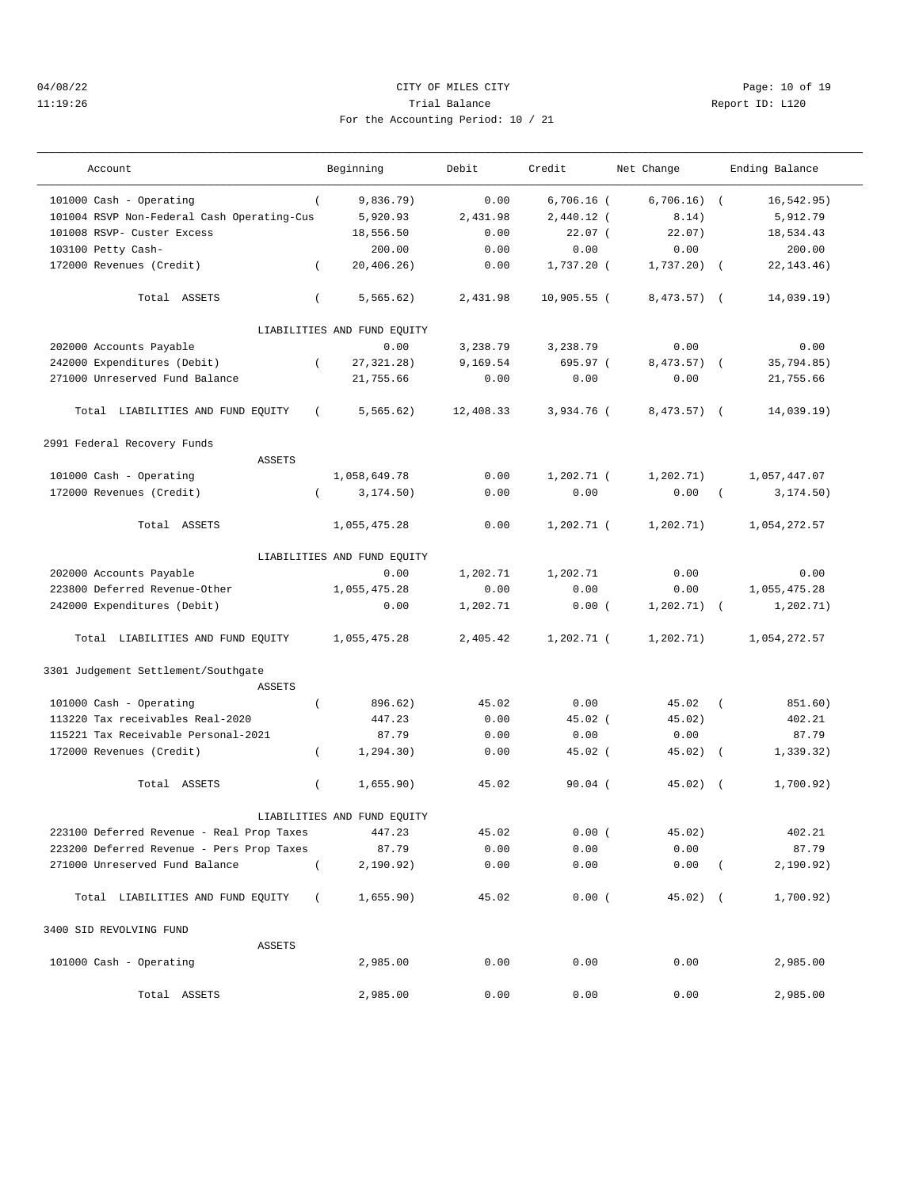CITY OF MILES CITY
Trial Balance
For the Accounting Period: 10 / 21

04/08/22 11:19:26 — Report ID: L120

| Account | Beginning | Debit | Credit | Net Change | Ending Balance |
|---|---|---|---|---|---|
| 101000 Cash - Operating | ( 9,836.79) | 0.00 | 6,706.16 | ( 6,706.16) | ( 16,542.95) |
| 101004 RSVP Non-Federal Cash Operating-Cus | 5,920.93 | 2,431.98 | 2,440.12 | ( 8.14) | 5,912.79 |
| 101008 RSVP- Custer Excess | 18,556.50 | 0.00 | 22.07 | ( 22.07) | 18,534.43 |
| 103100 Petty Cash- | 200.00 | 0.00 | 0.00 | 0.00 | 200.00 |
| 172000 Revenues (Credit) | ( 20,406.26) | 0.00 | 1,737.20 | ( 1,737.20) | ( 22,143.46) |
| Total ASSETS | ( 5,565.62) | 2,431.98 | 10,905.55 | ( 8,473.57) | ( 14,039.19) |
| LIABILITIES AND FUND EQUITY | | | | | |
| 202000 Accounts Payable | 0.00 | 3,238.79 | 3,238.79 | 0.00 | 0.00 |
| 242000 Expenditures (Debit) | ( 27,321.28) | 9,169.54 | 695.97 | ( 8,473.57) | ( 35,794.85) |
| 271000 Unreserved Fund Balance | 21,755.66 | 0.00 | 0.00 | 0.00 | 21,755.66 |
| Total LIABILITIES AND FUND EQUITY | ( 5,565.62) | 12,408.33 | 3,934.76 | ( 8,473.57) | ( 14,039.19) |
| **2991 Federal Recovery Funds** | | | | | |
| ASSETS | | | | | |
| 101000 Cash - Operating | 1,058,649.78 | 0.00 | 1,202.71 | ( 1,202.71) | 1,057,447.07 |
| 172000 Revenues (Credit) | ( 3,174.50) | 0.00 | 0.00 | 0.00 | ( 3,174.50) |
| Total ASSETS | 1,055,475.28 | 0.00 | 1,202.71 | ( 1,202.71) | 1,054,272.57 |
| LIABILITIES AND FUND EQUITY | | | | | |
| 202000 Accounts Payable | 0.00 | 1,202.71 | 1,202.71 | 0.00 | 0.00 |
| 223800 Deferred Revenue-Other | 1,055,475.28 | 0.00 | 0.00 | 0.00 | 1,055,475.28 |
| 242000 Expenditures (Debit) | 0.00 | 1,202.71 | 0.00 | ( 1,202.71) | ( 1,202.71) |
| Total LIABILITIES AND FUND EQUITY | 1,055,475.28 | 2,405.42 | 1,202.71 | ( 1,202.71) | 1,054,272.57 |
| **3301 Judgement Settlement/Southgate** | | | | | |
| ASSETS | | | | | |
| 101000 Cash - Operating | ( 896.62) | 45.02 | 0.00 | 45.02 | ( 851.60) |
| 113220 Tax receivables Real-2020 | 447.23 | 0.00 | 45.02 | ( 45.02) | 402.21 |
| 115221 Tax Receivable Personal-2021 | 87.79 | 0.00 | 0.00 | 0.00 | 87.79 |
| 172000 Revenues (Credit) | ( 1,294.30) | 0.00 | 45.02 | ( 45.02) | ( 1,339.32) |
| Total ASSETS | ( 1,655.90) | 45.02 | 90.04 | ( 45.02) | ( 1,700.92) |
| LIABILITIES AND FUND EQUITY | | | | | |
| 223100 Deferred Revenue - Real Prop Taxes | 447.23 | 45.02 | 0.00 | ( 45.02) | 402.21 |
| 223200 Deferred Revenue - Pers Prop Taxes | 87.79 | 0.00 | 0.00 | 0.00 | 87.79 |
| 271000 Unreserved Fund Balance | ( 2,190.92) | 0.00 | 0.00 | 0.00 | ( 2,190.92) |
| Total LIABILITIES AND FUND EQUITY | ( 1,655.90) | 45.02 | 0.00 | ( 45.02) | ( 1,700.92) |
| **3400 SID REVOLVING FUND** | | | | | |
| ASSETS | | | | | |
| 101000 Cash - Operating | 2,985.00 | 0.00 | 0.00 | 0.00 | 2,985.00 |
| Total ASSETS | 2,985.00 | 0.00 | 0.00 | 0.00 | 2,985.00 |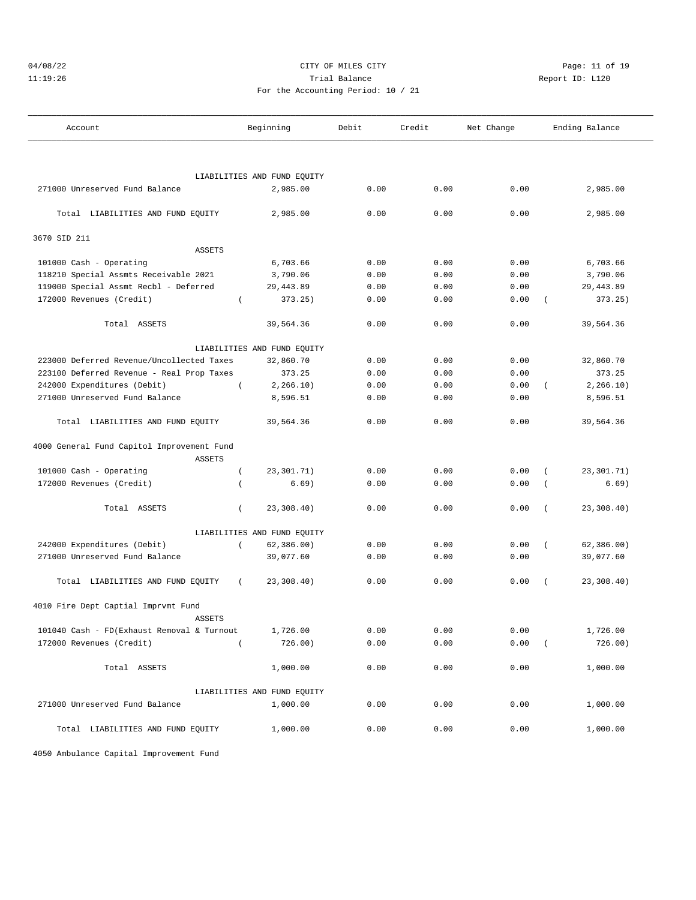CITY OF MILES CITY
Trial Balance
For the Accounting Period: 10 / 21

04/08/22
11:19:26

Report ID: L120

| Account | Beginning | Debit | Credit | Net Change | Ending Balance |
|---|---|---|---|---|---|
| LIABILITIES AND FUND EQUITY | | | | | |
| 271000 Unreserved Fund Balance | 2,985.00 | 0.00 | 0.00 | 0.00 | 2,985.00 |
| Total LIABILITIES AND FUND EQUITY | 2,985.00 | 0.00 | 0.00 | 0.00 | 2,985.00 |
| **3670 SID 211** | | | | | |
| ASSETS | | | | | |
| 101000 Cash - Operating | 6,703.66 | 0.00 | 0.00 | 0.00 | 6,703.66 |
| 118210 Special Assmts Receivable 2021 | 3,790.06 | 0.00 | 0.00 | 0.00 | 3,790.06 |
| 119000 Special Assmt Recbl - Deferred | 29,443.89 | 0.00 | 0.00 | 0.00 | 29,443.89 |
| 172000 Revenues (Credit) | ( 373.25) | 0.00 | 0.00 | 0.00 | ( 373.25) |
| Total ASSETS | 39,564.36 | 0.00 | 0.00 | 0.00 | 39,564.36 |
| LIABILITIES AND FUND EQUITY | | | | | |
| 223000 Deferred Revenue/Uncollected Taxes | 32,860.70 | 0.00 | 0.00 | 0.00 | 32,860.70 |
| 223100 Deferred Revenue - Real Prop Taxes | 373.25 | 0.00 | 0.00 | 0.00 | 373.25 |
| 242000 Expenditures (Debit) | ( 2,266.10) | 0.00 | 0.00 | 0.00 | ( 2,266.10) |
| 271000 Unreserved Fund Balance | 8,596.51 | 0.00 | 0.00 | 0.00 | 8,596.51 |
| Total LIABILITIES AND FUND EQUITY | 39,564.36 | 0.00 | 0.00 | 0.00 | 39,564.36 |
| **4000 General Fund Capitol Improvement Fund** | | | | | |
| ASSETS | | | | | |
| 101000 Cash - Operating | ( 23,301.71) | 0.00 | 0.00 | 0.00 | ( 23,301.71) |
| 172000 Revenues (Credit) | ( 6.69) | 0.00 | 0.00 | 0.00 | ( 6.69) |
| Total ASSETS | ( 23,308.40) | 0.00 | 0.00 | 0.00 | ( 23,308.40) |
| LIABILITIES AND FUND EQUITY | | | | | |
| 242000 Expenditures (Debit) | ( 62,386.00) | 0.00 | 0.00 | 0.00 | ( 62,386.00) |
| 271000 Unreserved Fund Balance | 39,077.60 | 0.00 | 0.00 | 0.00 | 39,077.60 |
| Total LIABILITIES AND FUND EQUITY | ( 23,308.40) | 0.00 | 0.00 | 0.00 | ( 23,308.40) |
| **4010 Fire Dept Captial Imprvmt Fund** | | | | | |
| ASSETS | | | | | |
| 101040 Cash - FD(Exhaust Removal & Turnout | 1,726.00 | 0.00 | 0.00 | 0.00 | 1,726.00 |
| 172000 Revenues (Credit) | ( 726.00) | 0.00 | 0.00 | 0.00 | ( 726.00) |
| Total ASSETS | 1,000.00 | 0.00 | 0.00 | 0.00 | 1,000.00 |
| LIABILITIES AND FUND EQUITY | | | | | |
| 271000 Unreserved Fund Balance | 1,000.00 | 0.00 | 0.00 | 0.00 | 1,000.00 |
| Total LIABILITIES AND FUND EQUITY | 1,000.00 | 0.00 | 0.00 | 0.00 | 1,000.00 |
| **4050 Ambulance Capital Improvement Fund** | | | | | |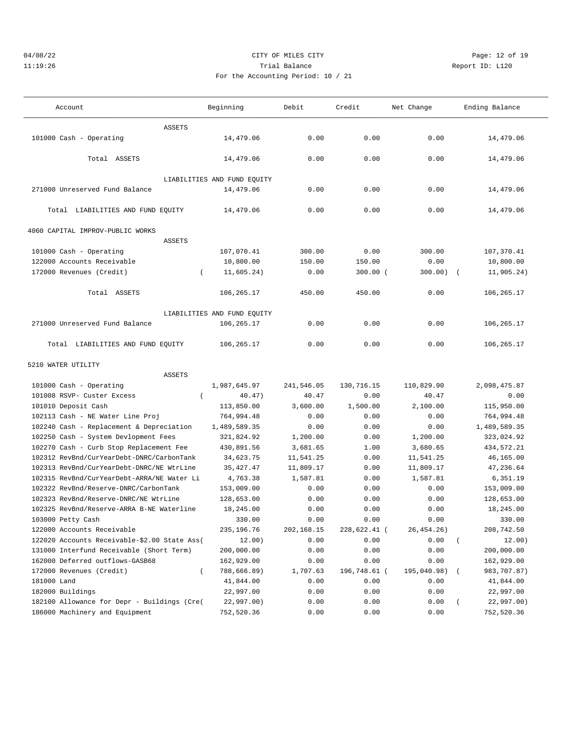CITY OF MILES CITY
Trial Balance
For the Accounting Period: 10 / 21

04/08/22 11:19:26 Report ID: L120

| Account | Beginning | Debit | Credit | Net Change | Ending Balance |
|---|---|---|---|---|---|
| ASSETS | | | | | |
| 101000 Cash - Operating | 14,479.06 | 0.00 | 0.00 | 0.00 | 14,479.06 |
| Total ASSETS | 14,479.06 | 0.00 | 0.00 | 0.00 | 14,479.06 |
| LIABILITIES AND FUND EQUITY | | | | | |
| 271000 Unreserved Fund Balance | 14,479.06 | 0.00 | 0.00 | 0.00 | 14,479.06 |
| Total LIABILITIES AND FUND EQUITY | 14,479.06 | 0.00 | 0.00 | 0.00 | 14,479.06 |
| **4060 CAPITAL IMPROV-PUBLIC WORKS** | | | | | |
| ASSETS | | | | | |
| 101000 Cash - Operating | 107,070.41 | 300.00 | 0.00 | 300.00 | 107,370.41 |
| 122000 Accounts Receivable | 10,800.00 | 150.00 | 150.00 | 0.00 | 10,800.00 |
| 172000 Revenues (Credit) | ( 11,605.24) | 0.00 | 300.00 | ( 300.00) | ( 11,905.24) |
| Total ASSETS | 106,265.17 | 450.00 | 450.00 | 0.00 | 106,265.17 |
| LIABILITIES AND FUND EQUITY | | | | | |
| 271000 Unreserved Fund Balance | 106,265.17 | 0.00 | 0.00 | 0.00 | 106,265.17 |
| Total LIABILITIES AND FUND EQUITY | 106,265.17 | 0.00 | 0.00 | 0.00 | 106,265.17 |
| **5210 WATER UTILITY** | | | | | |
| ASSETS | | | | | |
| 101000 Cash - Operating | 1,987,645.97 | 241,546.05 | 130,716.15 | 110,829.90 | 2,098,475.87 |
| 101008 RSVP- Custer Excess | ( 40.47) | 40.47 | 0.00 | 40.47 | 0.00 |
| 101010 Deposit Cash | 113,850.00 | 3,600.00 | 1,500.00 | 2,100.00 | 115,950.00 |
| 102113 Cash - NE Water Line Proj | 764,994.48 | 0.00 | 0.00 | 0.00 | 764,994.48 |
| 102240 Cash - Replacement & Depreciation | 1,489,589.35 | 0.00 | 0.00 | 0.00 | 1,489,589.35 |
| 102250 Cash - System Devlopment Fees | 321,824.92 | 1,200.00 | 0.00 | 1,200.00 | 323,024.92 |
| 102270 Cash - Curb Stop Replacement Fee | 430,891.56 | 3,681.65 | 1.00 | 3,680.65 | 434,572.21 |
| 102312 RevBnd/CurYearDebt-DNRC/CarbonTank | 34,623.75 | 11,541.25 | 0.00 | 11,541.25 | 46,165.00 |
| 102313 RevBnd/CurYearDebt-DNRC/NE WtrLine | 35,427.47 | 11,809.17 | 0.00 | 11,809.17 | 47,236.64 |
| 102315 RevBnd/CurYearDebt-ARRA/NE Water Li | 4,763.38 | 1,587.81 | 0.00 | 1,587.81 | 6,351.19 |
| 102322 RevBnd/Reserve-DNRC/CarbonTank | 153,009.00 | 0.00 | 0.00 | 0.00 | 153,009.00 |
| 102323 RevBnd/Reserve-DNRC/NE WtrLine | 128,653.00 | 0.00 | 0.00 | 0.00 | 128,653.00 |
| 102325 RevBnd/Reserve-ARRA B-NE Waterline | 18,245.00 | 0.00 | 0.00 | 0.00 | 18,245.00 |
| 103000 Petty Cash | 330.00 | 0.00 | 0.00 | 0.00 | 330.00 |
| 122000 Accounts Receivable | 235,196.76 | 202,168.15 | 228,622.41 | ( 26,454.26) | 208,742.50 |
| 122020 Accounts Receivable-$2.00 State Ass( | 12.00) | 0.00 | 0.00 | 0.00 | ( 12.00) |
| 131000 Interfund Receivable (Short Term) | 200,000.00 | 0.00 | 0.00 | 0.00 | 200,000.00 |
| 162000 Deferred outflows-GASB68 | 162,929.00 | 0.00 | 0.00 | 0.00 | 162,929.00 |
| 172000 Revenues (Credit) | ( 788,666.89) | 1,707.63 | 196,748.61 | ( 195,040.98) | ( 983,707.87) |
| 181000 Land | 41,844.00 | 0.00 | 0.00 | 0.00 | 41,844.00 |
| 182000 Buildings | 22,997.00 | 0.00 | 0.00 | 0.00 | 22,997.00 |
| 182100 Allowance for Depr - Buildings (Cre( | 22,997.00) | 0.00 | 0.00 | 0.00 | ( 22,997.00) |
| 186000 Machinery and Equipment | 752,520.36 | 0.00 | 0.00 | 0.00 | 752,520.36 |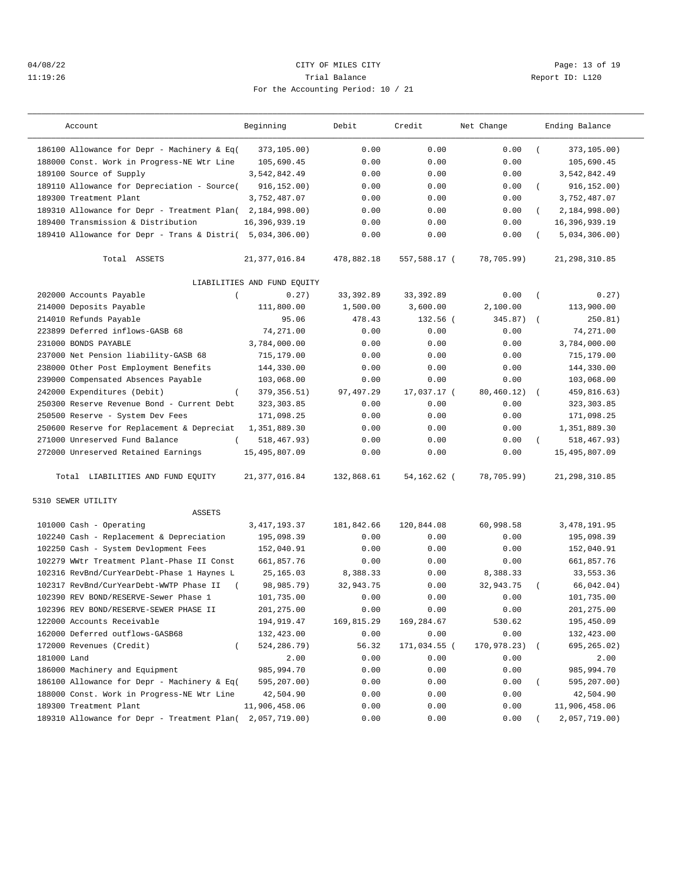CITY OF MILES CITY
Trial Balance
For the Accounting Period: 10 / 21

04/08/22
11:19:26

Report ID: L120

| Account | Beginning | Debit | Credit | Net Change | Ending Balance |
|---|---|---|---|---|---|
| 186100 Allowance for Depr - Machinery & Eq( | 373,105.00) | 0.00 | 0.00 | 0.00 | ( 373,105.00) |
| 188000 Const. Work in Progress-NE Wtr Line | 105,690.45 | 0.00 | 0.00 | 0.00 | 105,690.45 |
| 189100 Source of Supply | 3,542,842.49 | 0.00 | 0.00 | 0.00 | 3,542,842.49 |
| 189110 Allowance for Depreciation - Source( | 916,152.00) | 0.00 | 0.00 | 0.00 | ( 916,152.00) |
| 189300 Treatment Plant | 3,752,487.07 | 0.00 | 0.00 | 0.00 | 3,752,487.07 |
| 189310 Allowance for Depr - Treatment Plan( | 2,184,998.00) | 0.00 | 0.00 | 0.00 | ( 2,184,998.00) |
| 189400 Transmission & Distribution | 16,396,939.19 | 0.00 | 0.00 | 0.00 | 16,396,939.19 |
| 189410 Allowance for Depr - Trans & Distri( | 5,034,306.00) | 0.00 | 0.00 | 0.00 | ( 5,034,306.00) |
| Total ASSETS | 21,377,016.84 | 478,882.18 | 557,588.17 | ( 78,705.99) | 21,298,310.85 |
| LIABILITIES AND FUND EQUITY | | | | | |
| 202000 Accounts Payable | ( 0.27) | 33,392.89 | 33,392.89 | 0.00 | ( 0.27) |
| 214000 Deposits Payable | 111,800.00 | 1,500.00 | 3,600.00 | 2,100.00 | 113,900.00 |
| 214010 Refunds Payable | 95.06 | 478.43 | 132.56 | ( 345.87) | ( 250.81) |
| 223899 Deferred inflows-GASB 68 | 74,271.00 | 0.00 | 0.00 | 0.00 | 74,271.00 |
| 231000 BONDS PAYABLE | 3,784,000.00 | 0.00 | 0.00 | 0.00 | 3,784,000.00 |
| 237000 Net Pension liability-GASB 68 | 715,179.00 | 0.00 | 0.00 | 0.00 | 715,179.00 |
| 238000 Other Post Employment Benefits | 144,330.00 | 0.00 | 0.00 | 0.00 | 144,330.00 |
| 239000 Compensated Absences Payable | 103,068.00 | 0.00 | 0.00 | 0.00 | 103,068.00 |
| 242000 Expenditures (Debit) | ( 379,356.51) | 97,497.29 | 17,037.17 | ( 80,460.12) | ( 459,816.63) |
| 250300 Reserve Revenue Bond - Current Debt | 323,303.85 | 0.00 | 0.00 | 0.00 | 323,303.85 |
| 250500 Reserve - System Dev Fees | 171,098.25 | 0.00 | 0.00 | 0.00 | 171,098.25 |
| 250600 Reserve for Replacement & Depreciat | 1,351,889.30 | 0.00 | 0.00 | 0.00 | 1,351,889.30 |
| 271000 Unreserved Fund Balance | ( 518,467.93) | 0.00 | 0.00 | 0.00 | ( 518,467.93) |
| 272000 Unreserved Retained Earnings | 15,495,807.09 | 0.00 | 0.00 | 0.00 | 15,495,807.09 |
| Total LIABILITIES AND FUND EQUITY | 21,377,016.84 | 132,868.61 | 54,162.62 | ( 78,705.99) | 21,298,310.85 |
| 5310 SEWER UTILITY | | | | | |
| ASSETS | | | | | |
| 101000 Cash - Operating | 3,417,193.37 | 181,842.66 | 120,844.08 | 60,998.58 | 3,478,191.95 |
| 102240 Cash - Replacement & Depreciation | 195,098.39 | 0.00 | 0.00 | 0.00 | 195,098.39 |
| 102250 Cash - System Devlopment Fees | 152,040.91 | 0.00 | 0.00 | 0.00 | 152,040.91 |
| 102279 WWtr Treatment Plant-Phase II Const | 661,857.76 | 0.00 | 0.00 | 0.00 | 661,857.76 |
| 102316 RevBnd/CurYearDebt-Phase 1 Haynes L | 25,165.03 | 8,388.33 | 0.00 | 8,388.33 | 33,553.36 |
| 102317 RevBnd/CurYearDebt-WWTP Phase II | ( 98,985.79) | 32,943.75 | 0.00 | 32,943.75 | ( 66,042.04) |
| 102390 REV BOND/RESERVE-Sewer Phase 1 | 101,735.00 | 0.00 | 0.00 | 0.00 | 101,735.00 |
| 102396 REV BOND/RESERVE-SEWER PHASE II | 201,275.00 | 0.00 | 0.00 | 0.00 | 201,275.00 |
| 122000 Accounts Receivable | 194,919.47 | 169,815.29 | 169,284.67 | 530.62 | 195,450.09 |
| 162000 Deferred outflows-GASB68 | 132,423.00 | 0.00 | 0.00 | 0.00 | 132,423.00 |
| 172000 Revenues (Credit) | ( 524,286.79) | 56.32 | 171,034.55 | ( 170,978.23) | ( 695,265.02) |
| 181000 Land | 2.00 | 0.00 | 0.00 | 0.00 | 2.00 |
| 186000 Machinery and Equipment | 985,994.70 | 0.00 | 0.00 | 0.00 | 985,994.70 |
| 186100 Allowance for Depr - Machinery & Eq( | 595,207.00) | 0.00 | 0.00 | 0.00 | ( 595,207.00) |
| 188000 Const. Work in Progress-NE Wtr Line | 42,504.90 | 0.00 | 0.00 | 0.00 | 42,504.90 |
| 189300 Treatment Plant | 11,906,458.06 | 0.00 | 0.00 | 0.00 | 11,906,458.06 |
| 189310 Allowance for Depr - Treatment Plan( | 2,057,719.00) | 0.00 | 0.00 | 0.00 | ( 2,057,719.00) |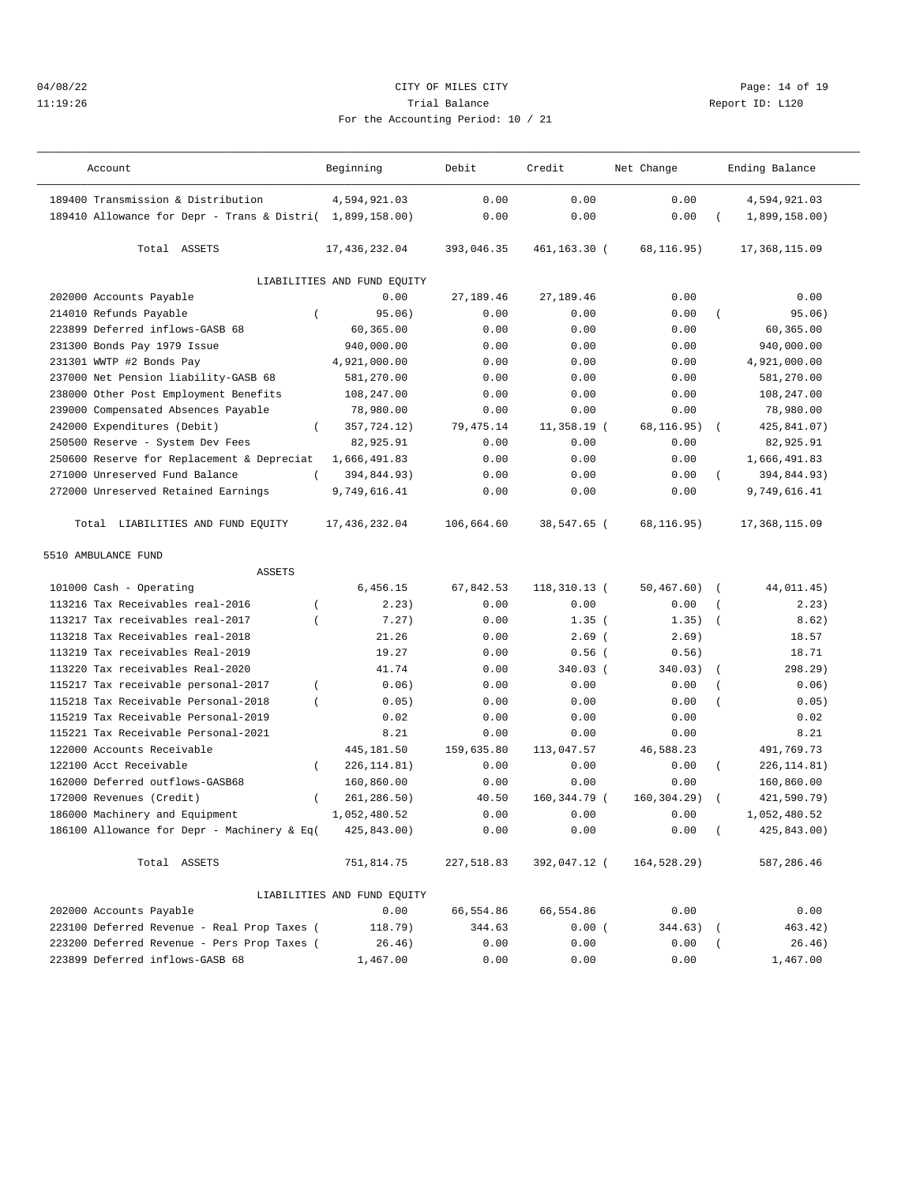04/08/22 CITY OF MILES CITY
11:19:26 Trial Balance Report ID: L120
For the Accounting Period: 10 / 21

| Account | Beginning | Debit | Credit | Net Change | Ending Balance |
|---|---|---|---|---|---|
| 189400 Transmission & Distribution | 4,594,921.03 | 0.00 | 0.00 | 0.00 | 4,594,921.03 |
| 189410 Allowance for Depr - Trans & Distri( | 1,899,158.00) | 0.00 | 0.00 | 0.00 | ( 1,899,158.00) |
| Total ASSETS | 17,436,232.04 | 393,046.35 | 461,163.30 ( | 68,116.95) | 17,368,115.09 |
| | LIABILITIES AND FUND EQUITY | | | | |
| 202000 Accounts Payable | 0.00 | 27,189.46 | 27,189.46 | 0.00 | 0.00 |
| 214010 Refunds Payable | ( 95.06) | 0.00 | 0.00 | 0.00 | ( 95.06) |
| 223899 Deferred inflows-GASB 68 | 60,365.00 | 0.00 | 0.00 | 0.00 | 60,365.00 |
| 231300 Bonds Pay 1979 Issue | 940,000.00 | 0.00 | 0.00 | 0.00 | 940,000.00 |
| 231301 WWTP #2 Bonds Pay | 4,921,000.00 | 0.00 | 0.00 | 0.00 | 4,921,000.00 |
| 237000 Net Pension liability-GASB 68 | 581,270.00 | 0.00 | 0.00 | 0.00 | 581,270.00 |
| 238000 Other Post Employment Benefits | 108,247.00 | 0.00 | 0.00 | 0.00 | 108,247.00 |
| 239000 Compensated Absences Payable | 78,980.00 | 0.00 | 0.00 | 0.00 | 78,980.00 |
| 242000 Expenditures (Debit) | ( 357,724.12) | 79,475.14 | 11,358.19 ( | 68,116.95) | ( 425,841.07) |
| 250500 Reserve - System Dev Fees | 82,925.91 | 0.00 | 0.00 | 0.00 | 82,925.91 |
| 250600 Reserve for Replacement & Depreciat | 1,666,491.83 | 0.00 | 0.00 | 0.00 | 1,666,491.83 |
| 271000 Unreserved Fund Balance | ( 394,844.93) | 0.00 | 0.00 | 0.00 | ( 394,844.93) |
| 272000 Unreserved Retained Earnings | 9,749,616.41 | 0.00 | 0.00 | 0.00 | 9,749,616.41 |
| Total LIABILITIES AND FUND EQUITY | 17,436,232.04 | 106,664.60 | 38,547.65 ( | 68,116.95) | 17,368,115.09 |
| 5510 AMBULANCE FUND | | | | | |
| ASSETS | | | | | |
| 101000 Cash - Operating | 6,456.15 | 67,842.53 | 118,310.13 ( | 50,467.60) | ( 44,011.45) |
| 113216 Tax Receivables real-2016 | ( 2.23) | 0.00 | 0.00 | 0.00 | ( 2.23) |
| 113217 Tax receivables real-2017 | ( 7.27) | 0.00 | 1.35 ( | 1.35) | ( 8.62) |
| 113218 Tax Receivables real-2018 | 21.26 | 0.00 | 2.69 ( | 2.69) | 18.57 |
| 113219 Tax receivables Real-2019 | 19.27 | 0.00 | 0.56 ( | 0.56) | 18.71 |
| 113220 Tax receivables Real-2020 | 41.74 | 0.00 | 340.03 ( | 340.03) | ( 298.29) |
| 115217 Tax receivable personal-2017 | ( 0.06) | 0.00 | 0.00 | 0.00 | ( 0.06) |
| 115218 Tax Receivable Personal-2018 | ( 0.05) | 0.00 | 0.00 | 0.00 | ( 0.05) |
| 115219 Tax Receivable Personal-2019 | 0.02 | 0.00 | 0.00 | 0.00 | 0.02 |
| 115221 Tax Receivable Personal-2021 | 8.21 | 0.00 | 0.00 | 0.00 | 8.21 |
| 122000 Accounts Receivable | 445,181.50 | 159,635.80 | 113,047.57 | 46,588.23 | 491,769.73 |
| 122100 Acct Receivable | ( 226,114.81) | 0.00 | 0.00 | 0.00 | ( 226,114.81) |
| 162000 Deferred outflows-GASB68 | 160,860.00 | 0.00 | 0.00 | 0.00 | 160,860.00 |
| 172000 Revenues (Credit) | ( 261,286.50) | 40.50 | 160,344.79 ( | 160,304.29) | ( 421,590.79) |
| 186000 Machinery and Equipment | 1,052,480.52 | 0.00 | 0.00 | 0.00 | 1,052,480.52 |
| 186100 Allowance for Depr - Machinery & Eq( | 425,843.00) | 0.00 | 0.00 | 0.00 | ( 425,843.00) |
| Total ASSETS | 751,814.75 | 227,518.83 | 392,047.12 ( | 164,528.29) | 587,286.46 |
| | LIABILITIES AND FUND EQUITY | | | | |
| 202000 Accounts Payable | 0.00 | 66,554.86 | 66,554.86 | 0.00 | 0.00 |
| 223100 Deferred Revenue - Real Prop Taxes ( | 118.79) | 344.63 | 0.00 ( | 344.63) | ( 463.42) |
| 223200 Deferred Revenue - Pers Prop Taxes ( | 26.46) | 0.00 | 0.00 | 0.00 | ( 26.46) |
| 223899 Deferred inflows-GASB 68 | 1,467.00 | 0.00 | 0.00 | 0.00 | 1,467.00 |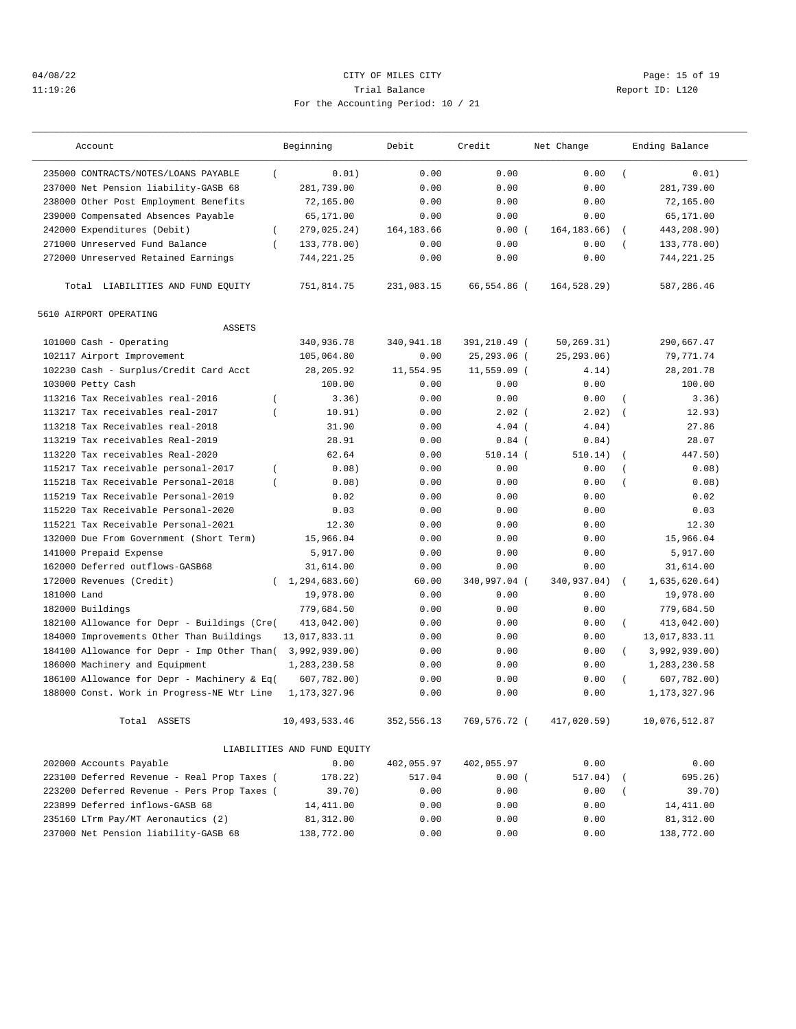CITY OF MILES CITY
Trial Balance
For the Accounting Period: 10 / 21

| Account | Beginning | Debit | Credit | Net Change | Ending Balance |
|---|---|---|---|---|---|
| 235000 CONTRACTS/NOTES/LOANS PAYABLE | ( 0.01) | 0.00 | 0.00 | 0.00 | ( 0.01) |
| 237000 Net Pension liability-GASB 68 | 281,739.00 | 0.00 | 0.00 | 0.00 | 281,739.00 |
| 238000 Other Post Employment Benefits | 72,165.00 | 0.00 | 0.00 | 0.00 | 72,165.00 |
| 239000 Compensated Absences Payable | 65,171.00 | 0.00 | 0.00 | 0.00 | 65,171.00 |
| 242000 Expenditures (Debit) | ( 279,025.24) | 164,183.66 | 0.00 | ( 164,183.66) | ( 443,208.90) |
| 271000 Unreserved Fund Balance | ( 133,778.00) | 0.00 | 0.00 | 0.00 | ( 133,778.00) |
| 272000 Unreserved Retained Earnings | 744,221.25 | 0.00 | 0.00 | 0.00 | 744,221.25 |
| Total LIABILITIES AND FUND EQUITY | 751,814.75 | 231,083.15 | 66,554.86 | ( 164,528.29) | 587,286.46 |
| **5610 AIRPORT OPERATING** | | | | | |
| ASSETS | | | | | |
| 101000 Cash - Operating | 340,936.78 | 340,941.18 | 391,210.49 | ( 50,269.31) | 290,667.47 |
| 102117 Airport Improvement | 105,064.80 | 0.00 | 25,293.06 | ( 25,293.06) | 79,771.74 |
| 102230 Cash - Surplus/Credit Card Acct | 28,205.92 | 11,554.95 | 11,559.09 | ( 4.14) | 28,201.78 |
| 103000 Petty Cash | 100.00 | 0.00 | 0.00 | 0.00 | 100.00 |
| 113216 Tax Receivables real-2016 | ( 3.36) | 0.00 | 0.00 | 0.00 | ( 3.36) |
| 113217 Tax receivables real-2017 | ( 10.91) | 0.00 | 2.02 | ( 2.02) | ( 12.93) |
| 113218 Tax Receivables real-2018 | 31.90 | 0.00 | 4.04 | ( 4.04) | 27.86 |
| 113219 Tax receivables Real-2019 | 28.91 | 0.00 | 0.84 | ( 0.84) | 28.07 |
| 113220 Tax receivables Real-2020 | 62.64 | 0.00 | 510.14 | ( 510.14) | ( 447.50) |
| 115217 Tax receivable personal-2017 | ( 0.08) | 0.00 | 0.00 | 0.00 | ( 0.08) |
| 115218 Tax Receivable Personal-2018 | ( 0.08) | 0.00 | 0.00 | 0.00 | ( 0.08) |
| 115219 Tax Receivable Personal-2019 | 0.02 | 0.00 | 0.00 | 0.00 | 0.02 |
| 115220 Tax Receivable Personal-2020 | 0.03 | 0.00 | 0.00 | 0.00 | 0.03 |
| 115221 Tax Receivable Personal-2021 | 12.30 | 0.00 | 0.00 | 0.00 | 12.30 |
| 132000 Due From Government (Short Term) | 15,966.04 | 0.00 | 0.00 | 0.00 | 15,966.04 |
| 141000 Prepaid Expense | 5,917.00 | 0.00 | 0.00 | 0.00 | 5,917.00 |
| 162000 Deferred outflows-GASB68 | 31,614.00 | 0.00 | 0.00 | 0.00 | 31,614.00 |
| 172000 Revenues (Credit) | ( 1,294,683.60) | 60.00 | 340,997.04 | ( 340,937.04) | ( 1,635,620.64) |
| 181000 Land | 19,978.00 | 0.00 | 0.00 | 0.00 | 19,978.00 |
| 182000 Buildings | 779,684.50 | 0.00 | 0.00 | 0.00 | 779,684.50 |
| 182100 Allowance for Depr - Buildings (Cre( | 413,042.00) | 0.00 | 0.00 | 0.00 | ( 413,042.00) |
| 184000 Improvements Other Than Buildings | 13,017,833.11 | 0.00 | 0.00 | 0.00 | 13,017,833.11 |
| 184100 Allowance for Depr - Imp Other Than( | 3,992,939.00) | 0.00 | 0.00 | 0.00 | ( 3,992,939.00) |
| 186000 Machinery and Equipment | 1,283,230.58 | 0.00 | 0.00 | 0.00 | 1,283,230.58 |
| 186100 Allowance for Depr - Machinery & Eq( | 607,782.00) | 0.00 | 0.00 | 0.00 | ( 607,782.00) |
| 188000 Const. Work in Progress-NE Wtr Line | 1,173,327.96 | 0.00 | 0.00 | 0.00 | 1,173,327.96 |
| Total ASSETS | 10,493,533.46 | 352,556.13 | 769,576.72 | ( 417,020.59) | 10,076,512.87 |
| LIABILITIES AND FUND EQUITY | | | | | |
| 202000 Accounts Payable | 0.00 | 402,055.97 | 402,055.97 | 0.00 | 0.00 |
| 223100 Deferred Revenue - Real Prop Taxes ( | 178.22) | 517.04 | 0.00 | ( 517.04) | ( 695.26) |
| 223200 Deferred Revenue - Pers Prop Taxes ( | 39.70) | 0.00 | 0.00 | 0.00 | ( 39.70) |
| 223899 Deferred inflows-GASB 68 | 14,411.00 | 0.00 | 0.00 | 0.00 | 14,411.00 |
| 235160 LTrm Pay/MT Aeronautics (2) | 81,312.00 | 0.00 | 0.00 | 0.00 | 81,312.00 |
| 237000 Net Pension liability-GASB 68 | 138,772.00 | 0.00 | 0.00 | 0.00 | 138,772.00 |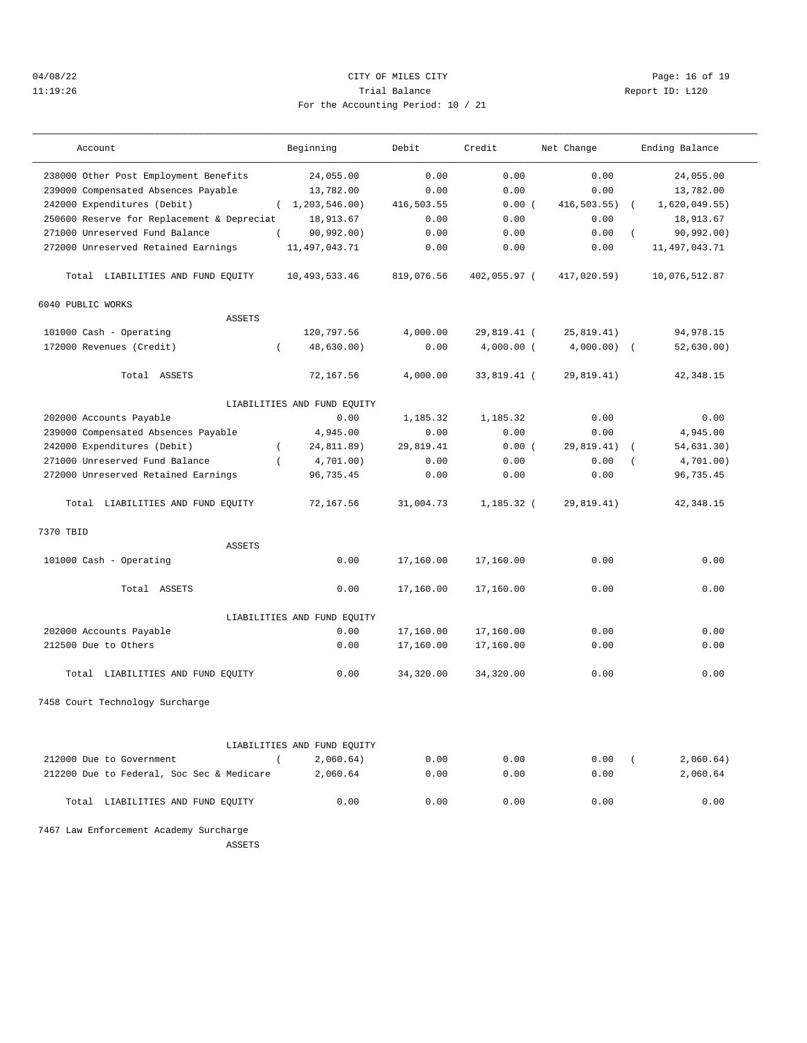CITY OF MILES CITY
Trial Balance
For the Accounting Period: 10 / 21

| Account | Beginning | Debit | Credit | Net Change | Ending Balance |
|---|---|---|---|---|---|
| 238000 Other Post Employment Benefits | 24,055.00 | 0.00 | 0.00 | 0.00 | 24,055.00 |
| 239000 Compensated Absences Payable | 13,782.00 | 0.00 | 0.00 | 0.00 | 13,782.00 |
| 242000 Expenditures (Debit) | ( 1,203,546.00) | 416,503.55 | 0.00 | ( 416,503.55) | ( 1,620,049.55) |
| 250600 Reserve for Replacement & Depreciat | 18,913.67 | 0.00 | 0.00 | 0.00 | 18,913.67 |
| 271000 Unreserved Fund Balance | ( 90,992.00) | 0.00 | 0.00 | 0.00 | ( 90,992.00) |
| 272000 Unreserved Retained Earnings | 11,497,043.71 | 0.00 | 0.00 | 0.00 | 11,497,043.71 |
| Total LIABILITIES AND FUND EQUITY | 10,493,533.46 | 819,076.56 | 402,055.97 | ( 417,020.59) | 10,076,512.87 |
| **6040 PUBLIC WORKS** | | | | | |
| ASSETS | | | | | |
| 101000 Cash - Operating | 120,797.56 | 4,000.00 | 29,819.41 | ( 25,819.41) | 94,978.15 |
| 172000 Revenues (Credit) | ( 48,630.00) | 0.00 | 4,000.00 | ( 4,000.00) | ( 52,630.00) |
| Total ASSETS | 72,167.56 | 4,000.00 | 33,819.41 | ( 29,819.41) | 42,348.15 |
| LIABILITIES AND FUND EQUITY | | | | | |
| 202000 Accounts Payable | 0.00 | 1,185.32 | 1,185.32 | 0.00 | 0.00 |
| 239000 Compensated Absences Payable | 4,945.00 | 0.00 | 0.00 | 0.00 | 4,945.00 |
| 242000 Expenditures (Debit) | ( 24,811.89) | 29,819.41 | 0.00 | ( 29,819.41) | ( 54,631.30) |
| 271000 Unreserved Fund Balance | ( 4,701.00) | 0.00 | 0.00 | 0.00 | ( 4,701.00) |
| 272000 Unreserved Retained Earnings | 96,735.45 | 0.00 | 0.00 | 0.00 | 96,735.45 |
| Total LIABILITIES AND FUND EQUITY | 72,167.56 | 31,004.73 | 1,185.32 | ( 29,819.41) | 42,348.15 |
| **7370 TBID** | | | | | |
| ASSETS | | | | | |
| 101000 Cash - Operating | 0.00 | 17,160.00 | 17,160.00 | 0.00 | 0.00 |
| Total ASSETS | 0.00 | 17,160.00 | 17,160.00 | 0.00 | 0.00 |
| LIABILITIES AND FUND EQUITY | | | | | |
| 202000 Accounts Payable | 0.00 | 17,160.00 | 17,160.00 | 0.00 | 0.00 |
| 212500 Due to Others | 0.00 | 17,160.00 | 17,160.00 | 0.00 | 0.00 |
| Total LIABILITIES AND FUND EQUITY | 0.00 | 34,320.00 | 34,320.00 | 0.00 | 0.00 |
| **7458 Court Technology Surcharge** | | | | | |
| LIABILITIES AND FUND EQUITY | | | | | |
| 212000 Due to Government | ( 2,060.64) | 0.00 | 0.00 | 0.00 | ( 2,060.64) |
| 212200 Due to Federal, Soc Sec & Medicare | 2,060.64 | 0.00 | 0.00 | 0.00 | 2,060.64 |
| Total LIABILITIES AND FUND EQUITY | 0.00 | 0.00 | 0.00 | 0.00 | 0.00 |
| **7467 Law Enforcement Academy Surcharge** | | | | | |
| ASSETS | | | | | |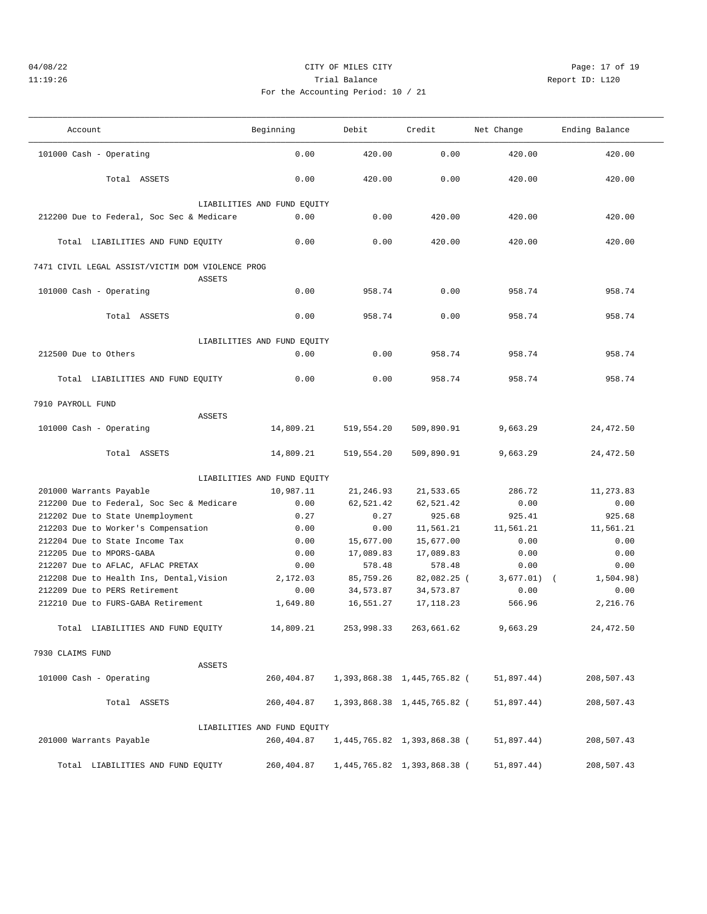CITY OF MILES CITY

Trial Balance

For the Accounting Period: 10 / 21

04/08/22 11:19:26 Report ID: L120

| Account | Beginning | Debit | Credit | Net Change | Ending Balance |
|---|---|---|---|---|---|
| 101000 Cash - Operating | 0.00 | 420.00 | 0.00 | 420.00 | 420.00 |
| Total ASSETS | 0.00 | 420.00 | 0.00 | 420.00 | 420.00 |
| LIABILITIES AND FUND EQUITY | | | | | |
| 212200 Due to Federal, Soc Sec & Medicare | 0.00 | 0.00 | 420.00 | 420.00 | 420.00 |
| Total LIABILITIES AND FUND EQUITY | 0.00 | 0.00 | 420.00 | 420.00 | 420.00 |
| **7471 CIVIL LEGAL ASSIST/VICTIM DOM VIOLENCE PROG** | | | | | |
| ASSETS | | | | | |
| 101000 Cash - Operating | 0.00 | 958.74 | 0.00 | 958.74 | 958.74 |
| Total ASSETS | 0.00 | 958.74 | 0.00 | 958.74 | 958.74 |
| LIABILITIES AND FUND EQUITY | | | | | |
| 212500 Due to Others | 0.00 | 0.00 | 958.74 | 958.74 | 958.74 |
| Total LIABILITIES AND FUND EQUITY | 0.00 | 0.00 | 958.74 | 958.74 | 958.74 |
| **7910 PAYROLL FUND** | | | | | |
| ASSETS | | | | | |
| 101000 Cash - Operating | 14,809.21 | 519,554.20 | 509,890.91 | 9,663.29 | 24,472.50 |
| Total ASSETS | 14,809.21 | 519,554.20 | 509,890.91 | 9,663.29 | 24,472.50 |
| LIABILITIES AND FUND EQUITY | | | | | |
| 201000 Warrants Payable | 10,987.11 | 21,246.93 | 21,533.65 | 286.72 | 11,273.83 |
| 212200 Due to Federal, Soc Sec & Medicare | 0.00 | 62,521.42 | 62,521.42 | 0.00 | 0.00 |
| 212202 Due to State Unemployment | 0.27 | 0.27 | 925.68 | 925.41 | 925.68 |
| 212203 Due to Worker's Compensation | 0.00 | 0.00 | 11,561.21 | 11,561.21 | 11,561.21 |
| 212204 Due to State Income Tax | 0.00 | 15,677.00 | 15,677.00 | 0.00 | 0.00 |
| 212205 Due to MPORS-GABA | 0.00 | 17,089.83 | 17,089.83 | 0.00 | 0.00 |
| 212207 Due to AFLAC, AFLAC PRETAX | 0.00 | 578.48 | 578.48 | 0.00 | 0.00 |
| 212208 Due to Health Ins, Dental,Vision | 2,172.03 | 85,759.26 | 82,082.25 | ( 3,677.01) | ( 1,504.98) |
| 212209 Due to PERS Retirement | 0.00 | 34,573.87 | 34,573.87 | 0.00 | 0.00 |
| 212210 Due to FURS-GABA Retirement | 1,649.80 | 16,551.27 | 17,118.23 | 566.96 | 2,216.76 |
| Total LIABILITIES AND FUND EQUITY | 14,809.21 | 253,998.33 | 263,661.62 | 9,663.29 | 24,472.50 |
| **7930 CLAIMS FUND** | | | | | |
| ASSETS | | | | | |
| 101000 Cash - Operating | 260,404.87 | 1,393,868.38 | 1,445,765.82 | ( 51,897.44) | 208,507.43 |
| Total ASSETS | 260,404.87 | 1,393,868.38 | 1,445,765.82 | ( 51,897.44) | 208,507.43 |
| LIABILITIES AND FUND EQUITY | | | | | |
| 201000 Warrants Payable | 260,404.87 | 1,445,765.82 | 1,393,868.38 | ( 51,897.44) | 208,507.43 |
| Total LIABILITIES AND FUND EQUITY | 260,404.87 | 1,445,765.82 | 1,393,868.38 | ( 51,897.44) | 208,507.43 |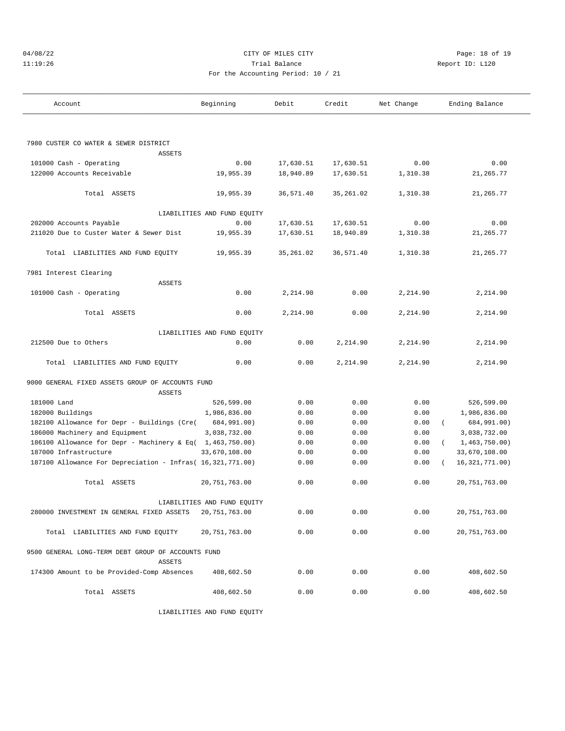CITY OF MILES CITY
Trial Balance
For the Accounting Period: 10 / 21

04/08/22
11:19:26

Report ID: L120

| Account | Beginning | Debit | Credit | Net Change | Ending Balance |
|---|---|---|---|---|---|
| **7980 CUSTER CO WATER & SEWER DISTRICT** | | | | | |
| ASSETS | | | | | |
| 101000 Cash - Operating | 0.00 | 17,630.51 | 17,630.51 | 0.00 | 0.00 |
| 122000 Accounts Receivable | 19,955.39 | 18,940.89 | 17,630.51 | 1,310.38 | 21,265.77 |
| Total ASSETS | 19,955.39 | 36,571.40 | 35,261.02 | 1,310.38 | 21,265.77 |
| LIABILITIES AND FUND EQUITY | | | | | |
| 202000 Accounts Payable | 0.00 | 17,630.51 | 17,630.51 | 0.00 | 0.00 |
| 211020 Due to Custer Water & Sewer Dist | 19,955.39 | 17,630.51 | 18,940.89 | 1,310.38 | 21,265.77 |
| Total LIABILITIES AND FUND EQUITY | 19,955.39 | 35,261.02 | 36,571.40 | 1,310.38 | 21,265.77 |
| **7981 Interest Clearing** | | | | | |
| ASSETS | | | | | |
| 101000 Cash - Operating | 0.00 | 2,214.90 | 0.00 | 2,214.90 | 2,214.90 |
| Total ASSETS | 0.00 | 2,214.90 | 0.00 | 2,214.90 | 2,214.90 |
| LIABILITIES AND FUND EQUITY | | | | | |
| 212500 Due to Others | 0.00 | 0.00 | 2,214.90 | 2,214.90 | 2,214.90 |
| Total LIABILITIES AND FUND EQUITY | 0.00 | 0.00 | 2,214.90 | 2,214.90 | 2,214.90 |
| **9000 GENERAL FIXED ASSETS GROUP OF ACCOUNTS FUND** | | | | | |
| ASSETS | | | | | |
| 181000 Land | 526,599.00 | 0.00 | 0.00 | 0.00 | 526,599.00 |
| 182000 Buildings | 1,986,836.00 | 0.00 | 0.00 | 0.00 | 1,986,836.00 |
| 182100 Allowance for Depr - Buildings (Cre | ( 684,991.00) | 0.00 | 0.00 | 0.00 | ( 684,991.00) |
| 186000 Machinery and Equipment | 3,038,732.00 | 0.00 | 0.00 | 0.00 | 3,038,732.00 |
| 186100 Allowance for Depr - Machinery & Eq | ( 1,463,750.00) | 0.00 | 0.00 | 0.00 | ( 1,463,750.00) |
| 187000 Infrastructure | 33,670,108.00 | 0.00 | 0.00 | 0.00 | 33,670,108.00 |
| 187100 Allowance For Depreciation - Infras | ( 16,321,771.00) | 0.00 | 0.00 | 0.00 | ( 16,321,771.00) |
| Total ASSETS | 20,751,763.00 | 0.00 | 0.00 | 0.00 | 20,751,763.00 |
| LIABILITIES AND FUND EQUITY | | | | | |
| 280000 INVESTMENT IN GENERAL FIXED ASSETS | 20,751,763.00 | 0.00 | 0.00 | 0.00 | 20,751,763.00 |
| Total LIABILITIES AND FUND EQUITY | 20,751,763.00 | 0.00 | 0.00 | 0.00 | 20,751,763.00 |
| **9500 GENERAL LONG-TERM DEBT GROUP OF ACCOUNTS FUND** | | | | | |
| ASSETS | | | | | |
| 174300 Amount to be Provided-Comp Absences | 408,602.50 | 0.00 | 0.00 | 0.00 | 408,602.50 |
| Total ASSETS | 408,602.50 | 0.00 | 0.00 | 0.00 | 408,602.50 |
| LIABILITIES AND FUND EQUITY | | | | | |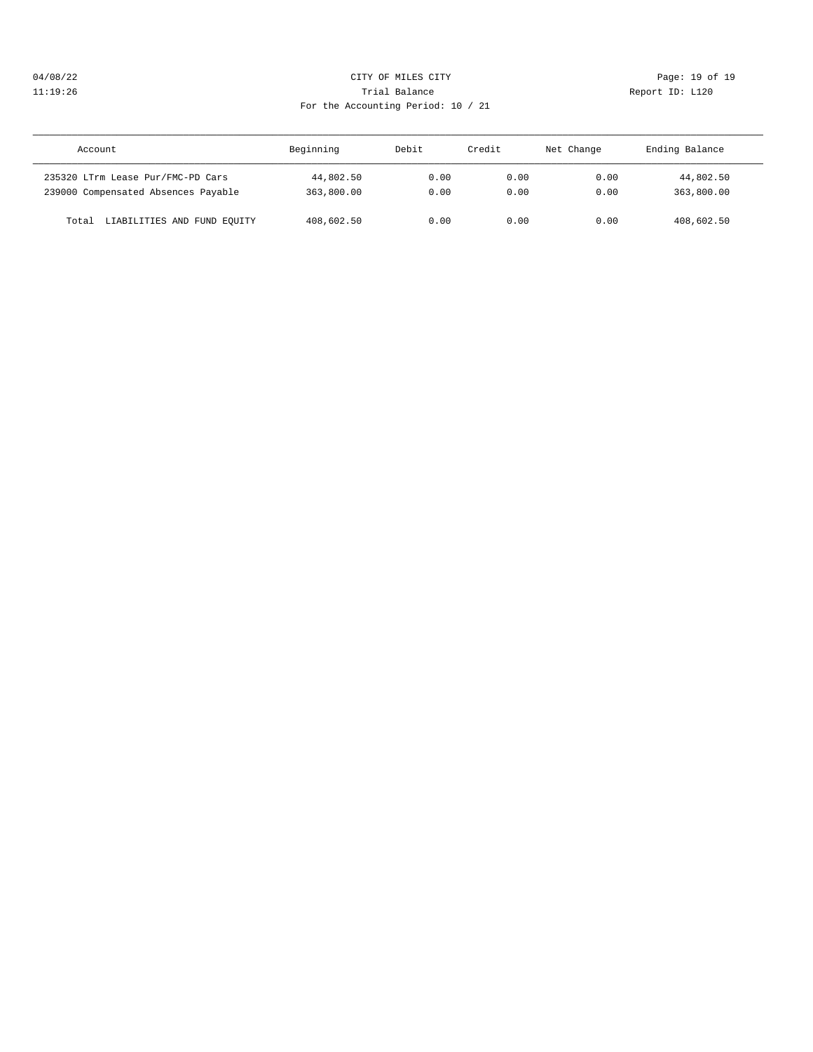CITY OF MILES CITY

Trial Balance

For the Accounting Period: 10 / 21

| Account | Beginning | Debit | Credit | Net Change | Ending Balance |
|---|---|---|---|---|---|
| 235320 LTrm Lease Pur/FMC-PD Cars | 44,802.50 | 0.00 | 0.00 | 0.00 | 44,802.50 |
| 239000 Compensated Absences Payable | 363,800.00 | 0.00 | 0.00 | 0.00 | 363,800.00 |
| Total LIABILITIES AND FUND EQUITY | 408,602.50 | 0.00 | 0.00 | 0.00 | 408,602.50 |